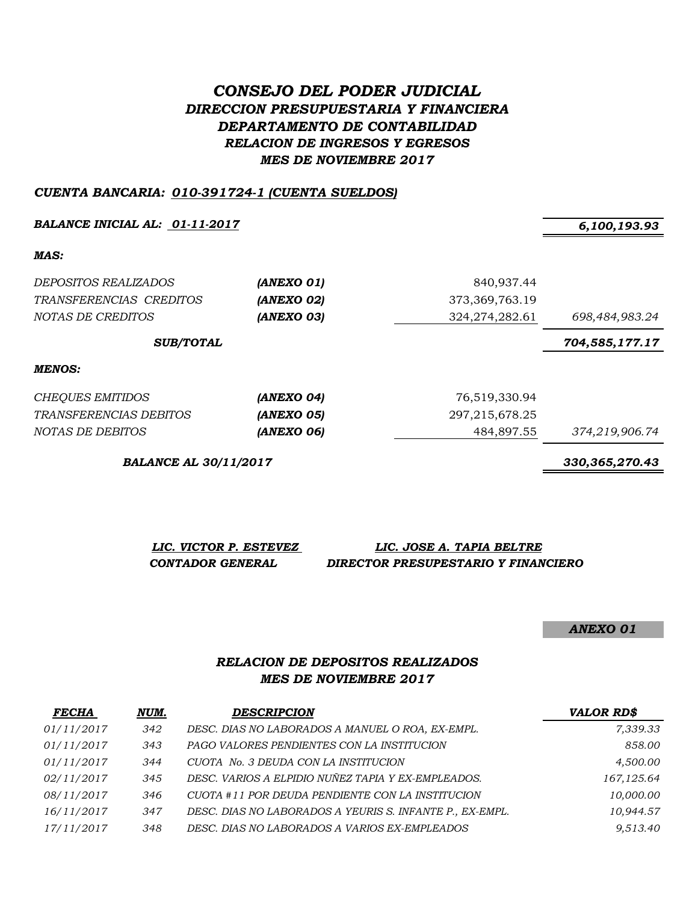# *CONSEJO DEL PODER JUDICIAL*
## *DIRECCION PRESUPUESTARIA Y FINANCIERA*
## *DEPARTAMENTO DE CONTABILIDAD*
### *RELACION DE INGRESOS Y EGRESOS*
### *MES DE NOVIEMBRE 2017*

***CUENTA BANCARIA: 010-391724-1 (CUENTA SUELDOS)***

| | | | |
|---|---|---|---|
| ***BALANCE INICIAL AL: 01-11-2017*** | | | ***6,100,193.93*** |
| ***MAS:*** | | | |
| *DEPOSITOS REALIZADOS* | ***(ANEXO 01)*** | 840,937.44 | |
| *TRANSFERENCIAS CREDITOS* | ***(ANEXO 02)*** | 373,369,763.19 | |
| *NOTAS DE CREDITOS* | ***(ANEXO 03)*** | 324,274,282.61 | *698,484,983.24* |
| ***SUB/TOTAL*** | | | ***704,585,177.17*** |
| ***MENOS:*** | | | |
| *CHEQUES EMITIDOS* | ***(ANEXO 04)*** | 76,519,330.94 | |
| *TRANSFERENCIAS DEBITOS* | ***(ANEXO 05)*** | 297,215,678.25 | |
| *NOTAS DE DEBITOS* | ***(ANEXO 06)*** | 484,897.55 | *374,219,906.74* |
| ***BALANCE AL 30/11/2017*** | | | ***330,365,270.43*** |

***LIC. VICTOR P. ESTEVEZ*** — ***CONTADOR GENERAL***

***LIC. JOSE A. TAPIA BELTRE*** — ***DIRECTOR PRESUPESTARIO Y FINANCIERO***

***ANEXO 01***

### *RELACION DE DEPOSITOS REALIZADOS*
### *MES DE NOVIEMBRE 2017*

| *FECHA* | *NUM.* | *DESCRIPCION* | *VALOR RD$* |
|---|---|---|---|
| *01/11/2017* | *342* | *DESC. DIAS NO LABORADOS A MANUEL O ROA, EX-EMPL.* | *7,339.33* |
| *01/11/2017* | *343* | *PAGO VALORES PENDIENTES CON LA INSTITUCION* | *858.00* |
| *01/11/2017* | *344* | *CUOTA No. 3 DEUDA CON LA INSTITUCION* | *4,500.00* |
| *02/11/2017* | *345* | *DESC. VARIOS A ELPIDIO NUÑEZ TAPIA Y EX-EMPLEADOS.* | *167,125.64* |
| *08/11/2017* | *346* | *CUOTA #11 POR DEUDA PENDIENTE CON LA INSTITUCION* | *10,000.00* |
| *16/11/2017* | *347* | *DESC. DIAS NO LABORADOS A YEURIS S. INFANTE P., EX-EMPL.* | *10,944.57* |
| *17/11/2017* | *348* | *DESC. DIAS NO LABORADOS A VARIOS EX-EMPLEADOS* | *9,513.40* |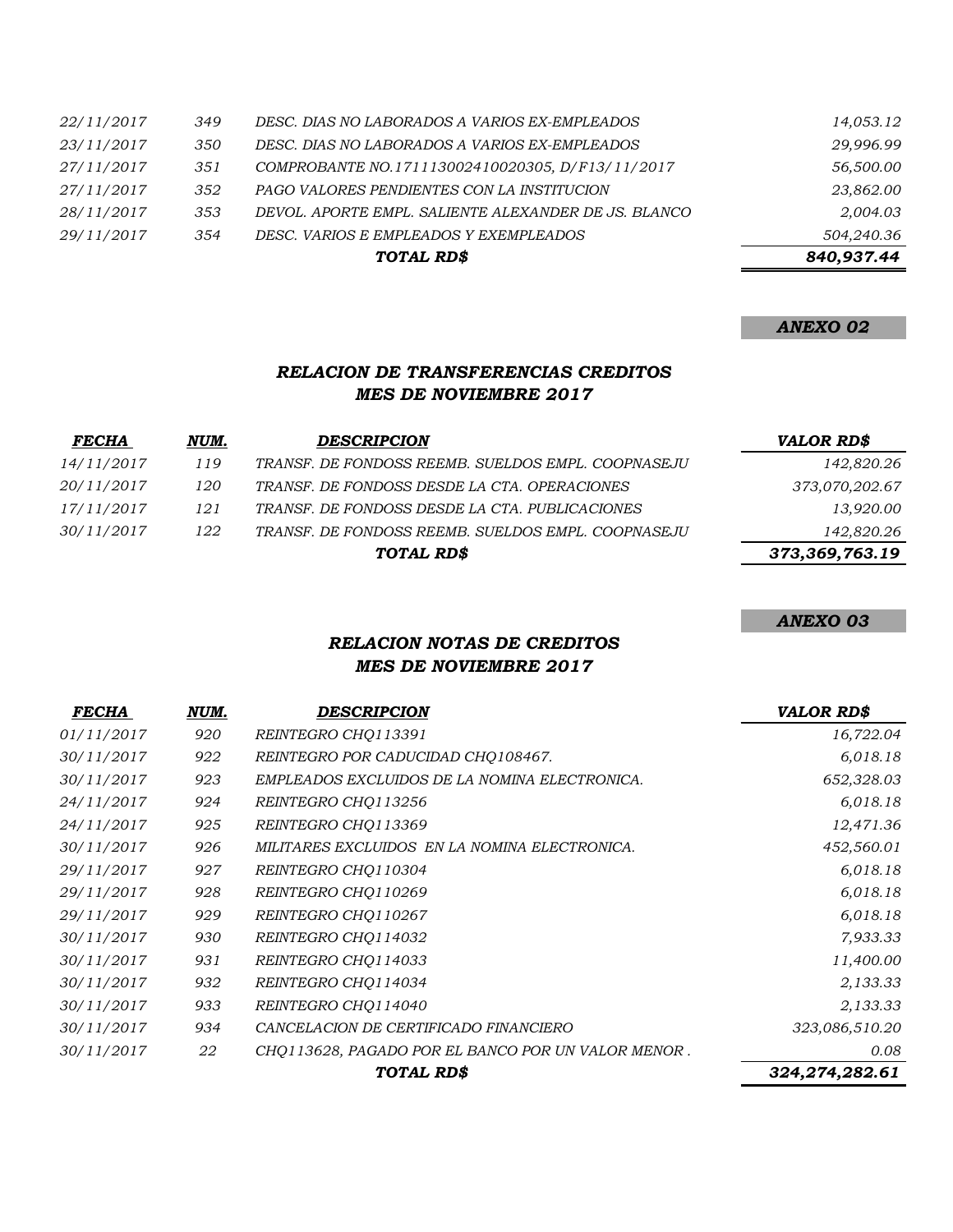| | | | |
|---|---|---|---|
| 22/11/2017 | 349 | DESC. DIAS NO LABORADOS A VARIOS EX-EMPLEADOS | 14,053.12 |
| 23/11/2017 | 350 | DESC. DIAS NO LABORADOS A VARIOS EX-EMPLEADOS | 29,996.99 |
| 27/11/2017 | 351 | COMPROBANTE NO.171113002410020305, D/F13/11/2017 | 56,500.00 |
| 27/11/2017 | 352 | PAGO VALORES PENDIENTES CON LA INSTITUCION | 23,862.00 |
| 28/11/2017 | 353 | DEVOL. APORTE EMPL. SALIENTE ALEXANDER DE JS. BLANCO | 2,004.03 |
| 29/11/2017 | 354 | DESC. VARIOS E EMPLEADOS Y EXEMPLEADOS | 504,240.36 |
| | | **TOTAL RD$** | **840,937.44** |

***ANEXO 02***

## *RELACION DE TRANSFERENCIAS CREDITOS*
## *MES DE NOVIEMBRE 2017*

| FECHA | NUM. | DESCRIPCION | VALOR RD$ |
|---|---|---|---|
| 14/11/2017 | 119 | TRANSF. DE FONDOSS REEMB. SUELDOS EMPL. COOPNASEJU | 142,820.26 |
| 20/11/2017 | 120 | TRANSF. DE FONDOSS DESDE LA CTA. OPERACIONES | 373,070,202.67 |
| 17/11/2017 | 121 | TRANSF. DE FONDOSS DESDE LA CTA. PUBLICACIONES | 13,920.00 |
| 30/11/2017 | 122 | TRANSF. DE FONDOSS REEMB. SUELDOS EMPL. COOPNASEJU | 142,820.26 |
| | | **TOTAL RD$** | **373,369,763.19** |

***ANEXO 03***

## *RELACION NOTAS DE CREDITOS*
## *MES DE NOVIEMBRE 2017*

| FECHA | NUM. | DESCRIPCION | VALOR RD$ |
|---|---|---|---|
| 01/11/2017 | 920 | REINTEGRO CHQ113391 | 16,722.04 |
| 30/11/2017 | 922 | REINTEGRO POR CADUCIDAD CHQ108467. | 6,018.18 |
| 30/11/2017 | 923 | EMPLEADOS EXCLUIDOS DE LA NOMINA ELECTRONICA. | 652,328.03 |
| 24/11/2017 | 924 | REINTEGRO CHQ113256 | 6,018.18 |
| 24/11/2017 | 925 | REINTEGRO CHQ113369 | 12,471.36 |
| 30/11/2017 | 926 | MILITARES EXCLUIDOS EN LA NOMINA ELECTRONICA. | 452,560.01 |
| 29/11/2017 | 927 | REINTEGRO CHQ110304 | 6,018.18 |
| 29/11/2017 | 928 | REINTEGRO CHQ110269 | 6,018.18 |
| 29/11/2017 | 929 | REINTEGRO CHQ110267 | 6,018.18 |
| 30/11/2017 | 930 | REINTEGRO CHQ114032 | 7,933.33 |
| 30/11/2017 | 931 | REINTEGRO CHQ114033 | 11,400.00 |
| 30/11/2017 | 932 | REINTEGRO CHQ114034 | 2,133.33 |
| 30/11/2017 | 933 | REINTEGRO CHQ114040 | 2,133.33 |
| 30/11/2017 | 934 | CANCELACION DE CERTIFICADO FINANCIERO | 323,086,510.20 |
| 30/11/2017 | 22 | CHQ113628, PAGADO POR EL BANCO POR UN VALOR MENOR . | 0.08 |
| | | **TOTAL RD$** | **324,274,282.61** |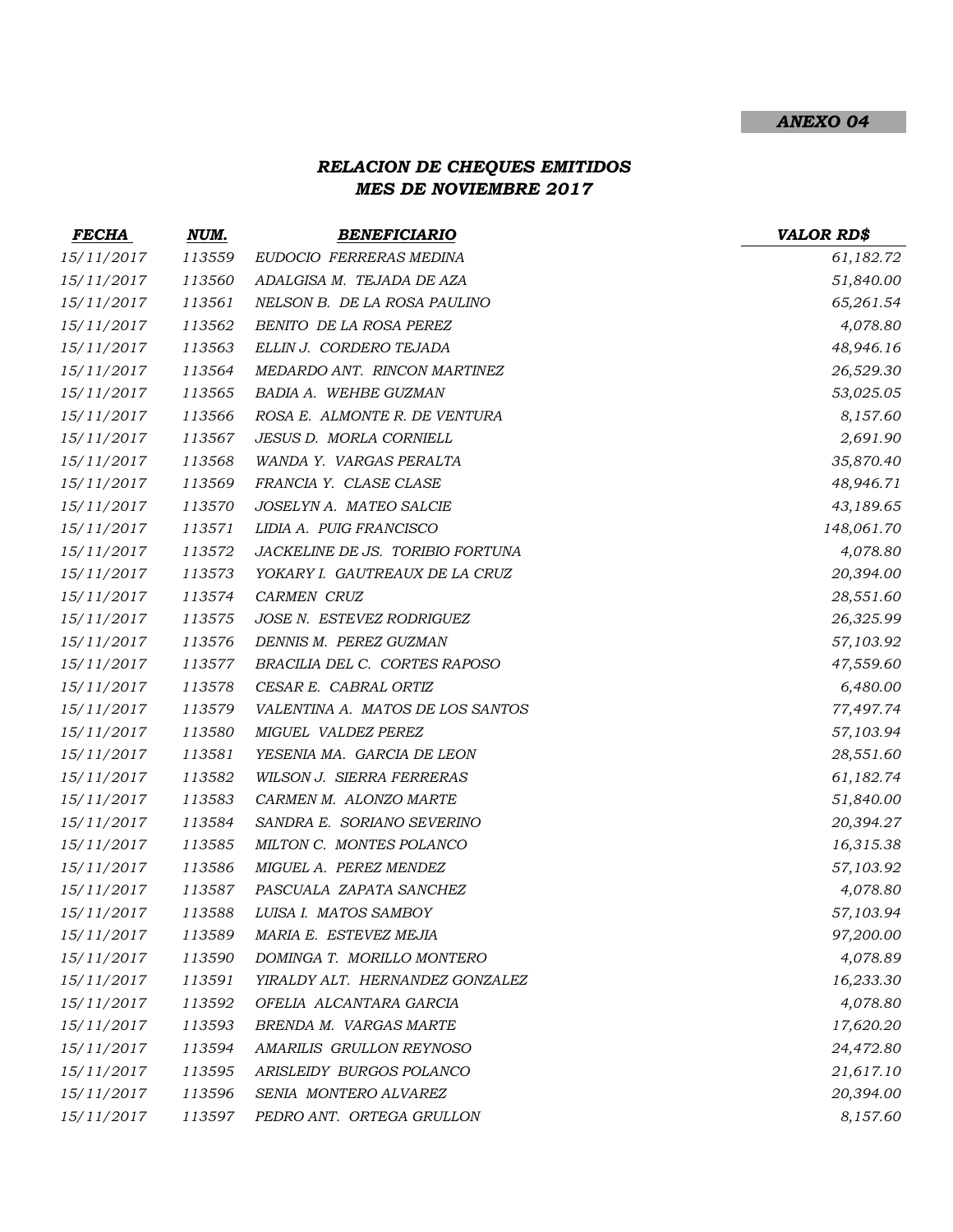***ANEXO 04***

## *RELACION DE CHEQUES EMITIDOS*
## *MES DE NOVIEMBRE 2017*

| FECHA | NUM. | BENEFICIARIO | VALOR RD$ |
|---|---|---|---|
| 15/11/2017 | 113559 | EUDOCIO FERRERAS MEDINA | 61,182.72 |
| 15/11/2017 | 113560 | ADALGISA M. TEJADA DE AZA | 51,840.00 |
| 15/11/2017 | 113561 | NELSON B. DE LA ROSA PAULINO | 65,261.54 |
| 15/11/2017 | 113562 | BENITO DE LA ROSA PEREZ | 4,078.80 |
| 15/11/2017 | 113563 | ELLIN J. CORDERO TEJADA | 48,946.16 |
| 15/11/2017 | 113564 | MEDARDO ANT. RINCON MARTINEZ | 26,529.30 |
| 15/11/2017 | 113565 | BADIA A. WEHBE GUZMAN | 53,025.05 |
| 15/11/2017 | 113566 | ROSA E. ALMONTE R. DE VENTURA | 8,157.60 |
| 15/11/2017 | 113567 | JESUS D. MORLA CORNIELL | 2,691.90 |
| 15/11/2017 | 113568 | WANDA Y. VARGAS PERALTA | 35,870.40 |
| 15/11/2017 | 113569 | FRANCIA Y. CLASE CLASE | 48,946.71 |
| 15/11/2017 | 113570 | JOSELYN A. MATEO SALCIE | 43,189.65 |
| 15/11/2017 | 113571 | LIDIA A. PUIG FRANCISCO | 148,061.70 |
| 15/11/2017 | 113572 | JACKELINE DE JS. TORIBIO FORTUNA | 4,078.80 |
| 15/11/2017 | 113573 | YOKARY I. GAUTREAUX DE LA CRUZ | 20,394.00 |
| 15/11/2017 | 113574 | CARMEN CRUZ | 28,551.60 |
| 15/11/2017 | 113575 | JOSE N. ESTEVEZ RODRIGUEZ | 26,325.99 |
| 15/11/2017 | 113576 | DENNIS M. PEREZ GUZMAN | 57,103.92 |
| 15/11/2017 | 113577 | BRACILIA DEL C. CORTES RAPOSO | 47,559.60 |
| 15/11/2017 | 113578 | CESAR E. CABRAL ORTIZ | 6,480.00 |
| 15/11/2017 | 113579 | VALENTINA A. MATOS DE LOS SANTOS | 77,497.74 |
| 15/11/2017 | 113580 | MIGUEL VALDEZ PEREZ | 57,103.94 |
| 15/11/2017 | 113581 | YESENIA MA. GARCIA DE LEON | 28,551.60 |
| 15/11/2017 | 113582 | WILSON J. SIERRA FERRERAS | 61,182.74 |
| 15/11/2017 | 113583 | CARMEN M. ALONZO MARTE | 51,840.00 |
| 15/11/2017 | 113584 | SANDRA E. SORIANO SEVERINO | 20,394.27 |
| 15/11/2017 | 113585 | MILTON C. MONTES POLANCO | 16,315.38 |
| 15/11/2017 | 113586 | MIGUEL A. PEREZ MENDEZ | 57,103.92 |
| 15/11/2017 | 113587 | PASCUALA ZAPATA SANCHEZ | 4,078.80 |
| 15/11/2017 | 113588 | LUISA I. MATOS SAMBOY | 57,103.94 |
| 15/11/2017 | 113589 | MARIA E. ESTEVEZ MEJIA | 97,200.00 |
| 15/11/2017 | 113590 | DOMINGA T. MORILLO MONTERO | 4,078.89 |
| 15/11/2017 | 113591 | YIRALDY ALT. HERNANDEZ GONZALEZ | 16,233.30 |
| 15/11/2017 | 113592 | OFELIA ALCANTARA GARCIA | 4,078.80 |
| 15/11/2017 | 113593 | BRENDA M. VARGAS MARTE | 17,620.20 |
| 15/11/2017 | 113594 | AMARILIS GRULLON REYNOSO | 24,472.80 |
| 15/11/2017 | 113595 | ARISLEIDY BURGOS POLANCO | 21,617.10 |
| 15/11/2017 | 113596 | SENIA MONTERO ALVAREZ | 20,394.00 |
| 15/11/2017 | 113597 | PEDRO ANT. ORTEGA GRULLON | 8,157.60 |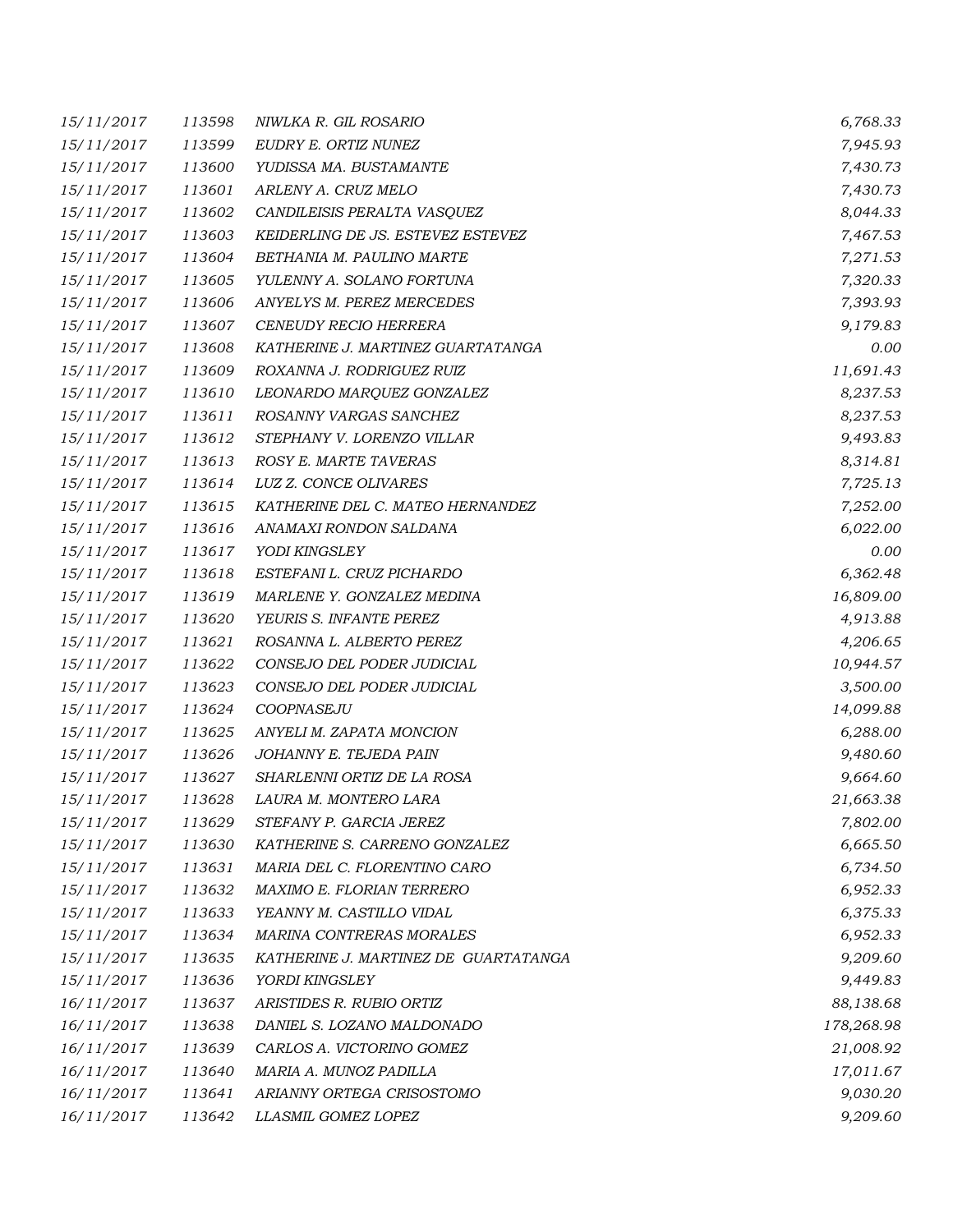| | | | |
|---|---|---|---|
| 15/11/2017 | 113598 | NIWLKA R. GIL ROSARIO | 6,768.33 |
| 15/11/2017 | 113599 | EUDRY E. ORTIZ NUNEZ | 7,945.93 |
| 15/11/2017 | 113600 | YUDISSA MA. BUSTAMANTE | 7,430.73 |
| 15/11/2017 | 113601 | ARLENY A. CRUZ MELO | 7,430.73 |
| 15/11/2017 | 113602 | CANDILEISIS PERALTA VASQUEZ | 8,044.33 |
| 15/11/2017 | 113603 | KEIDERLING DE JS. ESTEVEZ ESTEVEZ | 7,467.53 |
| 15/11/2017 | 113604 | BETHANIA M. PAULINO MARTE | 7,271.53 |
| 15/11/2017 | 113605 | YULENNY A. SOLANO FORTUNA | 7,320.33 |
| 15/11/2017 | 113606 | ANYELYS M. PEREZ MERCEDES | 7,393.93 |
| 15/11/2017 | 113607 | CENEUDY RECIO HERRERA | 9,179.83 |
| 15/11/2017 | 113608 | KATHERINE J. MARTINEZ GUARTATANGA | 0.00 |
| 15/11/2017 | 113609 | ROXANNA J. RODRIGUEZ RUIZ | 11,691.43 |
| 15/11/2017 | 113610 | LEONARDO MARQUEZ GONZALEZ | 8,237.53 |
| 15/11/2017 | 113611 | ROSANNY VARGAS SANCHEZ | 8,237.53 |
| 15/11/2017 | 113612 | STEPHANY V. LORENZO VILLAR | 9,493.83 |
| 15/11/2017 | 113613 | ROSY E. MARTE TAVERAS | 8,314.81 |
| 15/11/2017 | 113614 | LUZ Z. CONCE OLIVARES | 7,725.13 |
| 15/11/2017 | 113615 | KATHERINE DEL C. MATEO HERNANDEZ | 7,252.00 |
| 15/11/2017 | 113616 | ANAMAXI RONDON SALDANA | 6,022.00 |
| 15/11/2017 | 113617 | YODI KINGSLEY | 0.00 |
| 15/11/2017 | 113618 | ESTEFANI L. CRUZ PICHARDO | 6,362.48 |
| 15/11/2017 | 113619 | MARLENE Y. GONZALEZ MEDINA | 16,809.00 |
| 15/11/2017 | 113620 | YEURIS S. INFANTE PEREZ | 4,913.88 |
| 15/11/2017 | 113621 | ROSANNA L. ALBERTO PEREZ | 4,206.65 |
| 15/11/2017 | 113622 | CONSEJO DEL PODER JUDICIAL | 10,944.57 |
| 15/11/2017 | 113623 | CONSEJO DEL PODER JUDICIAL | 3,500.00 |
| 15/11/2017 | 113624 | COOPNASEJU | 14,099.88 |
| 15/11/2017 | 113625 | ANYELI M. ZAPATA MONCION | 6,288.00 |
| 15/11/2017 | 113626 | JOHANNY E. TEJEDA PAIN | 9,480.60 |
| 15/11/2017 | 113627 | SHARLENNI ORTIZ DE LA ROSA | 9,664.60 |
| 15/11/2017 | 113628 | LAURA M. MONTERO LARA | 21,663.38 |
| 15/11/2017 | 113629 | STEFANY P. GARCIA JEREZ | 7,802.00 |
| 15/11/2017 | 113630 | KATHERINE S. CARRENO GONZALEZ | 6,665.50 |
| 15/11/2017 | 113631 | MARIA DEL C. FLORENTINO CARO | 6,734.50 |
| 15/11/2017 | 113632 | MAXIMO E. FLORIAN TERRERO | 6,952.33 |
| 15/11/2017 | 113633 | YEANNY M. CASTILLO VIDAL | 6,375.33 |
| 15/11/2017 | 113634 | MARINA CONTRERAS MORALES | 6,952.33 |
| 15/11/2017 | 113635 | KATHERINE J. MARTINEZ DE GUARTATANGA | 9,209.60 |
| 15/11/2017 | 113636 | YORDI KINGSLEY | 9,449.83 |
| 16/11/2017 | 113637 | ARISTIDES R. RUBIO ORTIZ | 88,138.68 |
| 16/11/2017 | 113638 | DANIEL S. LOZANO MALDONADO | 178,268.98 |
| 16/11/2017 | 113639 | CARLOS A. VICTORINO GOMEZ | 21,008.92 |
| 16/11/2017 | 113640 | MARIA A. MUNOZ PADILLA | 17,011.67 |
| 16/11/2017 | 113641 | ARIANNY ORTEGA CRISOSTOMO | 9,030.20 |
| 16/11/2017 | 113642 | LLASMIL GOMEZ LOPEZ | 9,209.60 |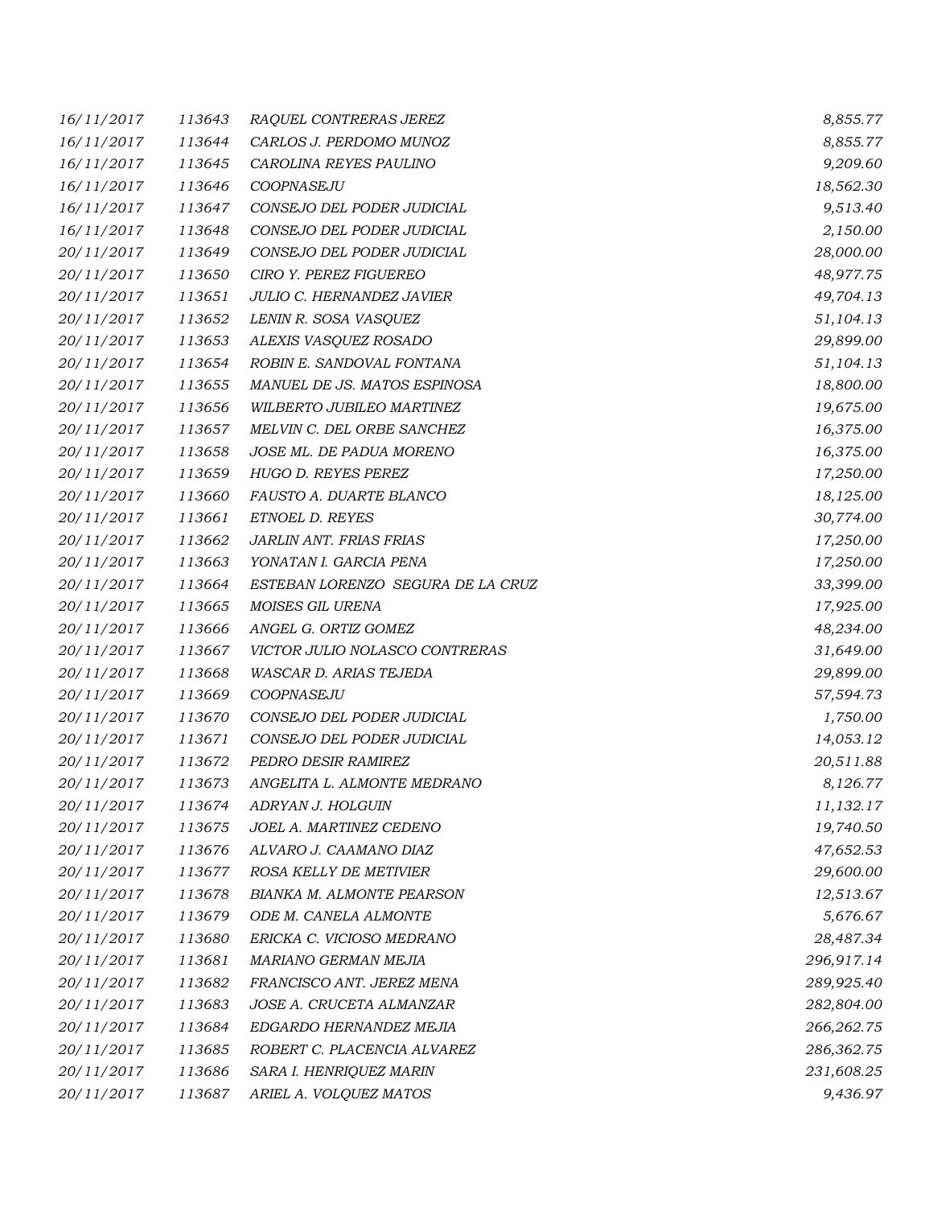| | | | |
|---|---|---|---|
| 16/11/2017 | 113643 | RAQUEL CONTRERAS JEREZ | 8,855.77 |
| 16/11/2017 | 113644 | CARLOS J. PERDOMO MUNOZ | 8,855.77 |
| 16/11/2017 | 113645 | CAROLINA REYES PAULINO | 9,209.60 |
| 16/11/2017 | 113646 | COOPNASEJU | 18,562.30 |
| 16/11/2017 | 113647 | CONSEJO DEL PODER JUDICIAL | 9,513.40 |
| 16/11/2017 | 113648 | CONSEJO DEL PODER JUDICIAL | 2,150.00 |
| 20/11/2017 | 113649 | CONSEJO DEL PODER JUDICIAL | 28,000.00 |
| 20/11/2017 | 113650 | CIRO Y. PEREZ FIGUEREO | 48,977.75 |
| 20/11/2017 | 113651 | JULIO C. HERNANDEZ JAVIER | 49,704.13 |
| 20/11/2017 | 113652 | LENIN R. SOSA VASQUEZ | 51,104.13 |
| 20/11/2017 | 113653 | ALEXIS VASQUEZ ROSADO | 29,899.00 |
| 20/11/2017 | 113654 | ROBIN E. SANDOVAL FONTANA | 51,104.13 |
| 20/11/2017 | 113655 | MANUEL DE JS. MATOS ESPINOSA | 18,800.00 |
| 20/11/2017 | 113656 | WILBERTO JUBILEO MARTINEZ | 19,675.00 |
| 20/11/2017 | 113657 | MELVIN C. DEL ORBE SANCHEZ | 16,375.00 |
| 20/11/2017 | 113658 | JOSE ML. DE PADUA MORENO | 16,375.00 |
| 20/11/2017 | 113659 | HUGO D. REYES PEREZ | 17,250.00 |
| 20/11/2017 | 113660 | FAUSTO A. DUARTE BLANCO | 18,125.00 |
| 20/11/2017 | 113661 | ETNOEL D. REYES | 30,774.00 |
| 20/11/2017 | 113662 | JARLIN ANT. FRIAS FRIAS | 17,250.00 |
| 20/11/2017 | 113663 | YONATAN I. GARCIA PENA | 17,250.00 |
| 20/11/2017 | 113664 | ESTEBAN LORENZO SEGURA DE LA CRUZ | 33,399.00 |
| 20/11/2017 | 113665 | MOISES GIL URENA | 17,925.00 |
| 20/11/2017 | 113666 | ANGEL G. ORTIZ GOMEZ | 48,234.00 |
| 20/11/2017 | 113667 | VICTOR JULIO NOLASCO CONTRERAS | 31,649.00 |
| 20/11/2017 | 113668 | WASCAR D. ARIAS TEJEDA | 29,899.00 |
| 20/11/2017 | 113669 | COOPNASEJU | 57,594.73 |
| 20/11/2017 | 113670 | CONSEJO DEL PODER JUDICIAL | 1,750.00 |
| 20/11/2017 | 113671 | CONSEJO DEL PODER JUDICIAL | 14,053.12 |
| 20/11/2017 | 113672 | PEDRO DESIR RAMIREZ | 20,511.88 |
| 20/11/2017 | 113673 | ANGELITA L. ALMONTE MEDRANO | 8,126.77 |
| 20/11/2017 | 113674 | ADRYAN J. HOLGUIN | 11,132.17 |
| 20/11/2017 | 113675 | JOEL A. MARTINEZ CEDENO | 19,740.50 |
| 20/11/2017 | 113676 | ALVARO J. CAAMANO DIAZ | 47,652.53 |
| 20/11/2017 | 113677 | ROSA KELLY DE METIVIER | 29,600.00 |
| 20/11/2017 | 113678 | BIANKA M. ALMONTE PEARSON | 12,513.67 |
| 20/11/2017 | 113679 | ODE M. CANELA ALMONTE | 5,676.67 |
| 20/11/2017 | 113680 | ERICKA C. VICIOSO MEDRANO | 28,487.34 |
| 20/11/2017 | 113681 | MARIANO GERMAN MEJIA | 296,917.14 |
| 20/11/2017 | 113682 | FRANCISCO ANT. JEREZ MENA | 289,925.40 |
| 20/11/2017 | 113683 | JOSE A. CRUCETA ALMANZAR | 282,804.00 |
| 20/11/2017 | 113684 | EDGARDO HERNANDEZ MEJIA | 266,262.75 |
| 20/11/2017 | 113685 | ROBERT C. PLACENCIA ALVAREZ | 286,362.75 |
| 20/11/2017 | 113686 | SARA I. HENRIQUEZ MARIN | 231,608.25 |
| 20/11/2017 | 113687 | ARIEL A. VOLQUEZ MATOS | 9,436.97 |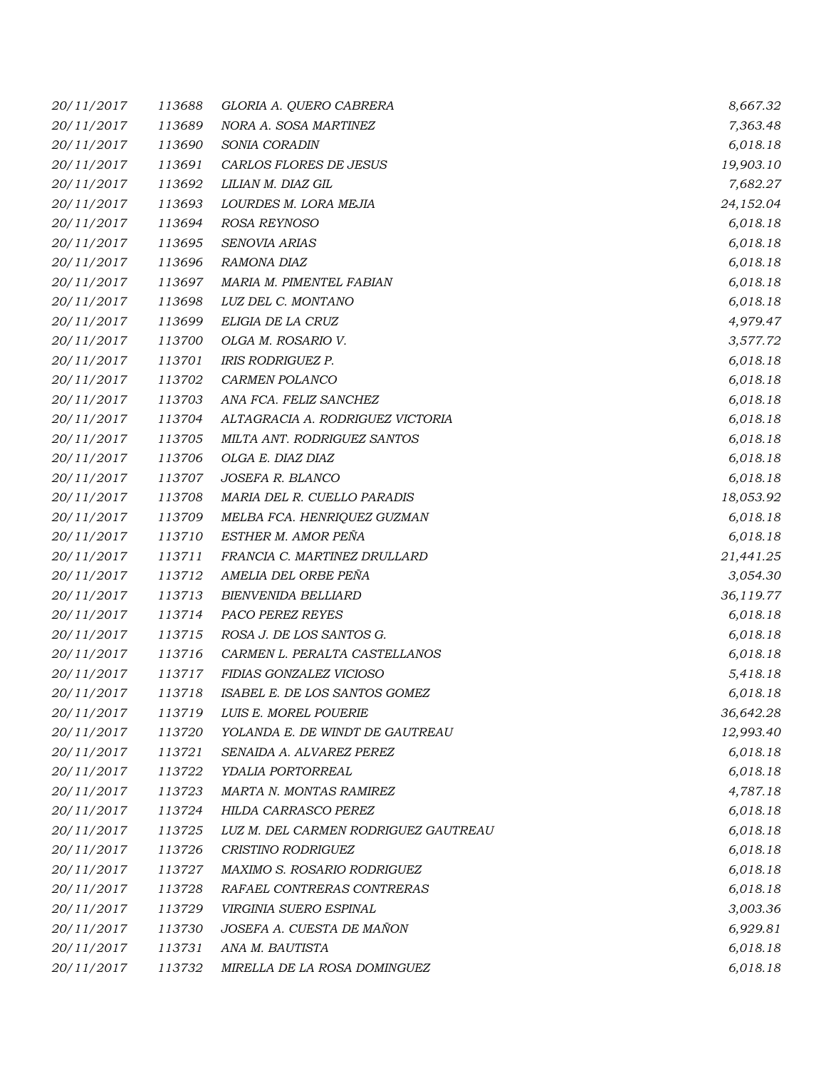| | | | |
|---|---|---|---|
| 20/11/2017 | 113688 | GLORIA A. QUERO CABRERA | 8,667.32 |
| 20/11/2017 | 113689 | NORA A. SOSA MARTINEZ | 7,363.48 |
| 20/11/2017 | 113690 | SONIA CORADIN | 6,018.18 |
| 20/11/2017 | 113691 | CARLOS FLORES DE JESUS | 19,903.10 |
| 20/11/2017 | 113692 | LILIAN M. DIAZ GIL | 7,682.27 |
| 20/11/2017 | 113693 | LOURDES M. LORA MEJIA | 24,152.04 |
| 20/11/2017 | 113694 | ROSA REYNOSO | 6,018.18 |
| 20/11/2017 | 113695 | SENOVIA ARIAS | 6,018.18 |
| 20/11/2017 | 113696 | RAMONA DIAZ | 6,018.18 |
| 20/11/2017 | 113697 | MARIA M. PIMENTEL FABIAN | 6,018.18 |
| 20/11/2017 | 113698 | LUZ DEL C. MONTANO | 6,018.18 |
| 20/11/2017 | 113699 | ELIGIA DE LA CRUZ | 4,979.47 |
| 20/11/2017 | 113700 | OLGA M. ROSARIO V. | 3,577.72 |
| 20/11/2017 | 113701 | IRIS RODRIGUEZ P. | 6,018.18 |
| 20/11/2017 | 113702 | CARMEN POLANCO | 6,018.18 |
| 20/11/2017 | 113703 | ANA FCA. FELIZ SANCHEZ | 6,018.18 |
| 20/11/2017 | 113704 | ALTAGRACIA A. RODRIGUEZ VICTORIA | 6,018.18 |
| 20/11/2017 | 113705 | MILTA ANT. RODRIGUEZ SANTOS | 6,018.18 |
| 20/11/2017 | 113706 | OLGA E. DIAZ DIAZ | 6,018.18 |
| 20/11/2017 | 113707 | JOSEFA R. BLANCO | 6,018.18 |
| 20/11/2017 | 113708 | MARIA DEL R. CUELLO PARADIS | 18,053.92 |
| 20/11/2017 | 113709 | MELBA FCA. HENRIQUEZ GUZMAN | 6,018.18 |
| 20/11/2017 | 113710 | ESTHER M. AMOR PEÑA | 6,018.18 |
| 20/11/2017 | 113711 | FRANCIA C. MARTINEZ DRULLARD | 21,441.25 |
| 20/11/2017 | 113712 | AMELIA DEL ORBE PEÑA | 3,054.30 |
| 20/11/2017 | 113713 | BIENVENIDA BELLIARD | 36,119.77 |
| 20/11/2017 | 113714 | PACO PEREZ REYES | 6,018.18 |
| 20/11/2017 | 113715 | ROSA J. DE LOS SANTOS G. | 6,018.18 |
| 20/11/2017 | 113716 | CARMEN L. PERALTA CASTELLANOS | 6,018.18 |
| 20/11/2017 | 113717 | FIDIAS GONZALEZ VICIOSO | 5,418.18 |
| 20/11/2017 | 113718 | ISABEL E. DE LOS SANTOS GOMEZ | 6,018.18 |
| 20/11/2017 | 113719 | LUIS E. MOREL POUERIE | 36,642.28 |
| 20/11/2017 | 113720 | YOLANDA E. DE WINDT DE GAUTREAU | 12,993.40 |
| 20/11/2017 | 113721 | SENAIDA A. ALVAREZ PEREZ | 6,018.18 |
| 20/11/2017 | 113722 | YDALIA PORTORREAL | 6,018.18 |
| 20/11/2017 | 113723 | MARTA N. MONTAS RAMIREZ | 4,787.18 |
| 20/11/2017 | 113724 | HILDA CARRASCO PEREZ | 6,018.18 |
| 20/11/2017 | 113725 | LUZ M. DEL CARMEN RODRIGUEZ GAUTREAU | 6,018.18 |
| 20/11/2017 | 113726 | CRISTINO RODRIGUEZ | 6,018.18 |
| 20/11/2017 | 113727 | MAXIMO S. ROSARIO RODRIGUEZ | 6,018.18 |
| 20/11/2017 | 113728 | RAFAEL CONTRERAS CONTRERAS | 6,018.18 |
| 20/11/2017 | 113729 | VIRGINIA SUERO ESPINAL | 3,003.36 |
| 20/11/2017 | 113730 | JOSEFA A. CUESTA DE MAÑON | 6,929.81 |
| 20/11/2017 | 113731 | ANA M. BAUTISTA | 6,018.18 |
| 20/11/2017 | 113732 | MIRELLA DE LA ROSA DOMINGUEZ | 6,018.18 |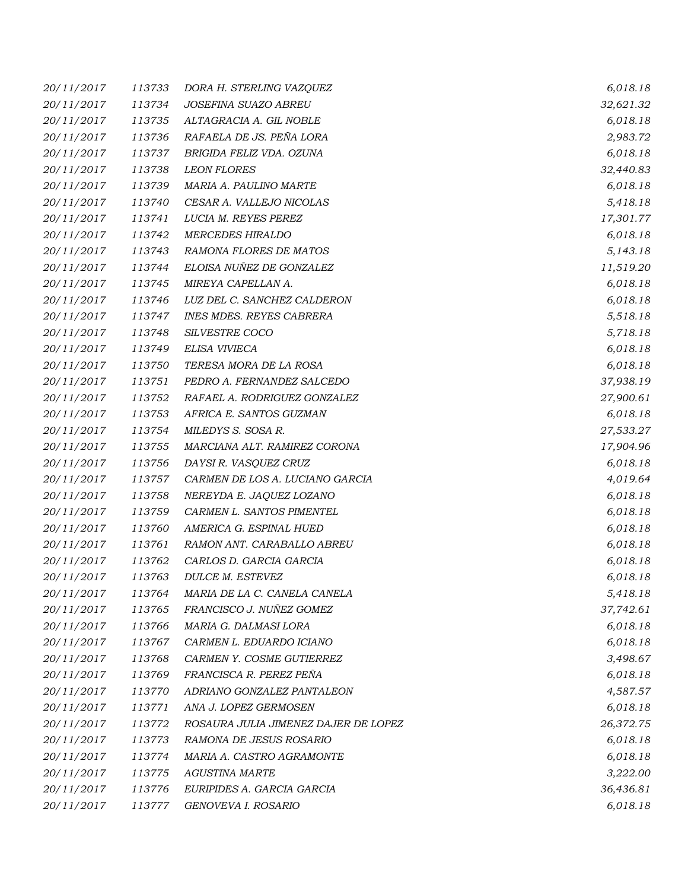| | | | |
|---|---|---|---|
| *20/11/2017* | *113733* | *DORA H. STERLING VAZQUEZ* | *6,018.18* |
| *20/11/2017* | *113734* | *JOSEFINA SUAZO ABREU* | *32,621.32* |
| *20/11/2017* | *113735* | *ALTAGRACIA A. GIL NOBLE* | *6,018.18* |
| *20/11/2017* | *113736* | *RAFAELA DE JS. PEÑA LORA* | *2,983.72* |
| *20/11/2017* | *113737* | *BRIGIDA FELIZ VDA. OZUNA* | *6,018.18* |
| *20/11/2017* | *113738* | *LEON FLORES* | *32,440.83* |
| *20/11/2017* | *113739* | *MARIA A. PAULINO MARTE* | *6,018.18* |
| *20/11/2017* | *113740* | *CESAR A. VALLEJO NICOLAS* | *5,418.18* |
| *20/11/2017* | *113741* | *LUCIA M. REYES PEREZ* | *17,301.77* |
| *20/11/2017* | *113742* | *MERCEDES HIRALDO* | *6,018.18* |
| *20/11/2017* | *113743* | *RAMONA FLORES DE MATOS* | *5,143.18* |
| *20/11/2017* | *113744* | *ELOISA NUÑEZ DE GONZALEZ* | *11,519.20* |
| *20/11/2017* | *113745* | *MIREYA CAPELLAN A.* | *6,018.18* |
| *20/11/2017* | *113746* | *LUZ DEL C. SANCHEZ CALDERON* | *6,018.18* |
| *20/11/2017* | *113747* | *INES MDES. REYES CABRERA* | *5,518.18* |
| *20/11/2017* | *113748* | *SILVESTRE COCO* | *5,718.18* |
| *20/11/2017* | *113749* | *ELISA VIVIECA* | *6,018.18* |
| *20/11/2017* | *113750* | *TERESA MORA DE LA ROSA* | *6,018.18* |
| *20/11/2017* | *113751* | *PEDRO A. FERNANDEZ SALCEDO* | *37,938.19* |
| *20/11/2017* | *113752* | *RAFAEL A. RODRIGUEZ GONZALEZ* | *27,900.61* |
| *20/11/2017* | *113753* | *AFRICA E. SANTOS GUZMAN* | *6,018.18* |
| *20/11/2017* | *113754* | *MILEDYS S. SOSA R.* | *27,533.27* |
| *20/11/2017* | *113755* | *MARCIANA ALT. RAMIREZ CORONA* | *17,904.96* |
| *20/11/2017* | *113756* | *DAYSI R. VASQUEZ CRUZ* | *6,018.18* |
| *20/11/2017* | *113757* | *CARMEN DE LOS A. LUCIANO GARCIA* | *4,019.64* |
| *20/11/2017* | *113758* | *NEREYDA E. JAQUEZ LOZANO* | *6,018.18* |
| *20/11/2017* | *113759* | *CARMEN L. SANTOS PIMENTEL* | *6,018.18* |
| *20/11/2017* | *113760* | *AMERICA G. ESPINAL HUED* | *6,018.18* |
| *20/11/2017* | *113761* | *RAMON ANT. CARABALLO ABREU* | *6,018.18* |
| *20/11/2017* | *113762* | *CARLOS D. GARCIA GARCIA* | *6,018.18* |
| *20/11/2017* | *113763* | *DULCE M. ESTEVEZ* | *6,018.18* |
| *20/11/2017* | *113764* | *MARIA DE LA C. CANELA CANELA* | *5,418.18* |
| *20/11/2017* | *113765* | *FRANCISCO J. NUÑEZ GOMEZ* | *37,742.61* |
| *20/11/2017* | *113766* | *MARIA G. DALMASI LORA* | *6,018.18* |
| *20/11/2017* | *113767* | *CARMEN L. EDUARDO ICIANO* | *6,018.18* |
| *20/11/2017* | *113768* | *CARMEN Y. COSME GUTIERREZ* | *3,498.67* |
| *20/11/2017* | *113769* | *FRANCISCA R. PEREZ PEÑA* | *6,018.18* |
| *20/11/2017* | *113770* | *ADRIANO GONZALEZ PANTALEON* | *4,587.57* |
| *20/11/2017* | *113771* | *ANA J. LOPEZ GERMOSEN* | *6,018.18* |
| *20/11/2017* | *113772* | *ROSAURA JULIA JIMENEZ DAJER DE LOPEZ* | *26,372.75* |
| *20/11/2017* | *113773* | *RAMONA DE JESUS ROSARIO* | *6,018.18* |
| *20/11/2017* | *113774* | *MARIA A. CASTRO AGRAMONTE* | *6,018.18* |
| *20/11/2017* | *113775* | *AGUSTINA MARTE* | *3,222.00* |
| *20/11/2017* | *113776* | *EURIPIDES A. GARCIA GARCIA* | *36,436.81* |
| *20/11/2017* | *113777* | *GENOVEVA I. ROSARIO* | *6,018.18* |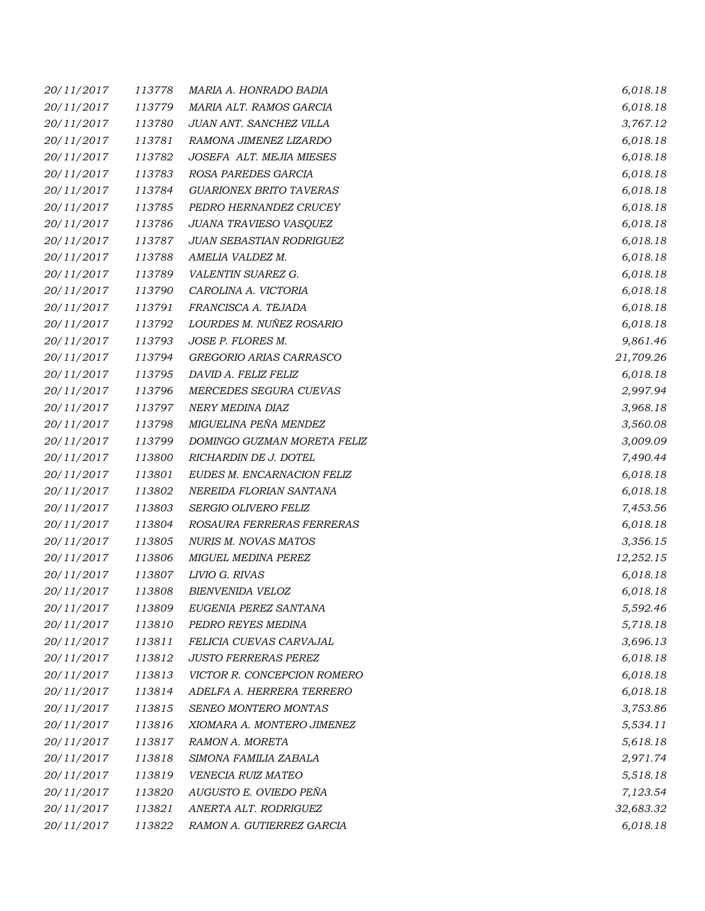| | | | |
|---|---|---|---|
| *20/11/2017* | *113778* | *MARIA A. HONRADO BADIA* | *6,018.18* |
| *20/11/2017* | *113779* | *MARIA ALT. RAMOS GARCIA* | *6,018.18* |
| *20/11/2017* | *113780* | *JUAN ANT. SANCHEZ VILLA* | *3,767.12* |
| *20/11/2017* | *113781* | *RAMONA JIMENEZ LIZARDO* | *6,018.18* |
| *20/11/2017* | *113782* | *JOSEFA ALT. MEJIA MIESES* | *6,018.18* |
| *20/11/2017* | *113783* | *ROSA PAREDES GARCIA* | *6,018.18* |
| *20/11/2017* | *113784* | *GUARIONEX BRITO TAVERAS* | *6,018.18* |
| *20/11/2017* | *113785* | *PEDRO HERNANDEZ CRUCEY* | *6,018.18* |
| *20/11/2017* | *113786* | *JUANA TRAVIESO VASQUEZ* | *6,018.18* |
| *20/11/2017* | *113787* | *JUAN SEBASTIAN RODRIGUEZ* | *6,018.18* |
| *20/11/2017* | *113788* | *AMELIA VALDEZ M.* | *6,018.18* |
| *20/11/2017* | *113789* | *VALENTIN SUAREZ G.* | *6,018.18* |
| *20/11/2017* | *113790* | *CAROLINA A. VICTORIA* | *6,018.18* |
| *20/11/2017* | *113791* | *FRANCISCA A. TEJADA* | *6,018.18* |
| *20/11/2017* | *113792* | *LOURDES M. NUÑEZ ROSARIO* | *6,018.18* |
| *20/11/2017* | *113793* | *JOSE P. FLORES M.* | *9,861.46* |
| *20/11/2017* | *113794* | *GREGORIO ARIAS CARRASCO* | *21,709.26* |
| *20/11/2017* | *113795* | *DAVID A. FELIZ FELIZ* | *6,018.18* |
| *20/11/2017* | *113796* | *MERCEDES SEGURA CUEVAS* | *2,997.94* |
| *20/11/2017* | *113797* | *NERY MEDINA DIAZ* | *3,968.18* |
| *20/11/2017* | *113798* | *MIGUELINA PEÑA MENDEZ* | *3,560.08* |
| *20/11/2017* | *113799* | *DOMINGO GUZMAN MORETA FELIZ* | *3,009.09* |
| *20/11/2017* | *113800* | *RICHARDIN DE J. DOTEL* | *7,490.44* |
| *20/11/2017* | *113801* | *EUDES M. ENCARNACION FELIZ* | *6,018.18* |
| *20/11/2017* | *113802* | *NEREIDA FLORIAN SANTANA* | *6,018.18* |
| *20/11/2017* | *113803* | *SERGIO OLIVERO FELIZ* | *7,453.56* |
| *20/11/2017* | *113804* | *ROSAURA FERRERAS FERRERAS* | *6,018.18* |
| *20/11/2017* | *113805* | *NURIS M. NOVAS MATOS* | *3,356.15* |
| *20/11/2017* | *113806* | *MIGUEL MEDINA PEREZ* | *12,252.15* |
| *20/11/2017* | *113807* | *LIVIO G. RIVAS* | *6,018.18* |
| *20/11/2017* | *113808* | *BIENVENIDA VELOZ* | *6,018.18* |
| *20/11/2017* | *113809* | *EUGENIA PEREZ SANTANA* | *5,592.46* |
| *20/11/2017* | *113810* | *PEDRO REYES MEDINA* | *5,718.18* |
| *20/11/2017* | *113811* | *FELICIA CUEVAS CARVAJAL* | *3,696.13* |
| *20/11/2017* | *113812* | *JUSTO FERRERAS PEREZ* | *6,018.18* |
| *20/11/2017* | *113813* | *VICTOR R. CONCEPCION ROMERO* | *6,018.18* |
| *20/11/2017* | *113814* | *ADELFA A. HERRERA TERRERO* | *6,018.18* |
| *20/11/2017* | *113815* | *SENEO MONTERO MONTAS* | *3,753.86* |
| *20/11/2017* | *113816* | *XIOMARA A. MONTERO JIMENEZ* | *5,534.11* |
| *20/11/2017* | *113817* | *RAMON A. MORETA* | *5,618.18* |
| *20/11/2017* | *113818* | *SIMONA FAMILIA ZABALA* | *2,971.74* |
| *20/11/2017* | *113819* | *VENECIA RUIZ MATEO* | *5,518.18* |
| *20/11/2017* | *113820* | *AUGUSTO E. OVIEDO PEÑA* | *7,123.54* |
| *20/11/2017* | *113821* | *ANERTA ALT. RODRIGUEZ* | *32,683.32* |
| *20/11/2017* | *113822* | *RAMON A. GUTIERREZ GARCIA* | *6,018.18* |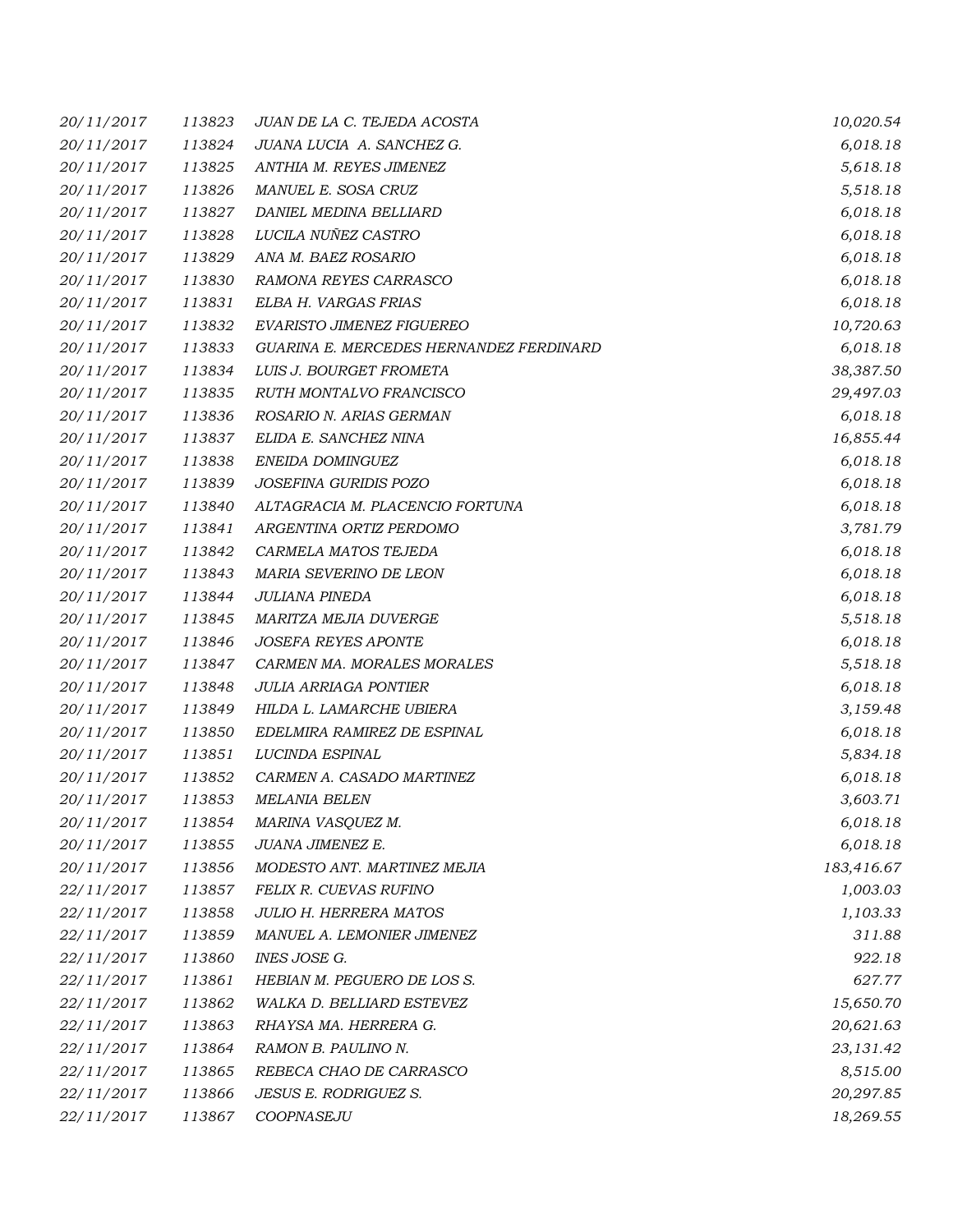| | | | |
|---|---|---|---|
| 20/11/2017 | 113823 | JUAN DE LA C. TEJEDA ACOSTA | 10,020.54 |
| 20/11/2017 | 113824 | JUANA LUCIA A. SANCHEZ G. | 6,018.18 |
| 20/11/2017 | 113825 | ANTHIA M. REYES JIMENEZ | 5,618.18 |
| 20/11/2017 | 113826 | MANUEL E. SOSA CRUZ | 5,518.18 |
| 20/11/2017 | 113827 | DANIEL MEDINA BELLIARD | 6,018.18 |
| 20/11/2017 | 113828 | LUCILA NUÑEZ CASTRO | 6,018.18 |
| 20/11/2017 | 113829 | ANA M. BAEZ ROSARIO | 6,018.18 |
| 20/11/2017 | 113830 | RAMONA REYES CARRASCO | 6,018.18 |
| 20/11/2017 | 113831 | ELBA H. VARGAS FRIAS | 6,018.18 |
| 20/11/2017 | 113832 | EVARISTO JIMENEZ FIGUEREO | 10,720.63 |
| 20/11/2017 | 113833 | GUARINA E. MERCEDES HERNANDEZ FERDINARD | 6,018.18 |
| 20/11/2017 | 113834 | LUIS J. BOURGET FROMETA | 38,387.50 |
| 20/11/2017 | 113835 | RUTH MONTALVO FRANCISCO | 29,497.03 |
| 20/11/2017 | 113836 | ROSARIO N. ARIAS GERMAN | 6,018.18 |
| 20/11/2017 | 113837 | ELIDA E. SANCHEZ NINA | 16,855.44 |
| 20/11/2017 | 113838 | ENEIDA DOMINGUEZ | 6,018.18 |
| 20/11/2017 | 113839 | JOSEFINA GURIDIS POZO | 6,018.18 |
| 20/11/2017 | 113840 | ALTAGRACIA M. PLACENCIO FORTUNA | 6,018.18 |
| 20/11/2017 | 113841 | ARGENTINA ORTIZ PERDOMO | 3,781.79 |
| 20/11/2017 | 113842 | CARMELA MATOS TEJEDA | 6,018.18 |
| 20/11/2017 | 113843 | MARIA SEVERINO DE LEON | 6,018.18 |
| 20/11/2017 | 113844 | JULIANA PINEDA | 6,018.18 |
| 20/11/2017 | 113845 | MARITZA MEJIA DUVERGE | 5,518.18 |
| 20/11/2017 | 113846 | JOSEFA REYES APONTE | 6,018.18 |
| 20/11/2017 | 113847 | CARMEN MA. MORALES MORALES | 5,518.18 |
| 20/11/2017 | 113848 | JULIA ARRIAGA PONTIER | 6,018.18 |
| 20/11/2017 | 113849 | HILDA L. LAMARCHE UBIERA | 3,159.48 |
| 20/11/2017 | 113850 | EDELMIRA RAMIREZ DE ESPINAL | 6,018.18 |
| 20/11/2017 | 113851 | LUCINDA ESPINAL | 5,834.18 |
| 20/11/2017 | 113852 | CARMEN A. CASADO MARTINEZ | 6,018.18 |
| 20/11/2017 | 113853 | MELANIA BELEN | 3,603.71 |
| 20/11/2017 | 113854 | MARINA VASQUEZ M. | 6,018.18 |
| 20/11/2017 | 113855 | JUANA JIMENEZ E. | 6,018.18 |
| 20/11/2017 | 113856 | MODESTO ANT. MARTINEZ MEJIA | 183,416.67 |
| 22/11/2017 | 113857 | FELIX R. CUEVAS RUFINO | 1,003.03 |
| 22/11/2017 | 113858 | JULIO H. HERRERA MATOS | 1,103.33 |
| 22/11/2017 | 113859 | MANUEL A. LEMONIER JIMENEZ | 311.88 |
| 22/11/2017 | 113860 | INES JOSE G. | 922.18 |
| 22/11/2017 | 113861 | HEBIAN M. PEGUERO DE LOS S. | 627.77 |
| 22/11/2017 | 113862 | WALKA D. BELLIARD ESTEVEZ | 15,650.70 |
| 22/11/2017 | 113863 | RHAYSA MA. HERRERA G. | 20,621.63 |
| 22/11/2017 | 113864 | RAMON B. PAULINO N. | 23,131.42 |
| 22/11/2017 | 113865 | REBECA CHAO DE CARRASCO | 8,515.00 |
| 22/11/2017 | 113866 | JESUS E. RODRIGUEZ S. | 20,297.85 |
| 22/11/2017 | 113867 | COOPNASEJU | 18,269.55 |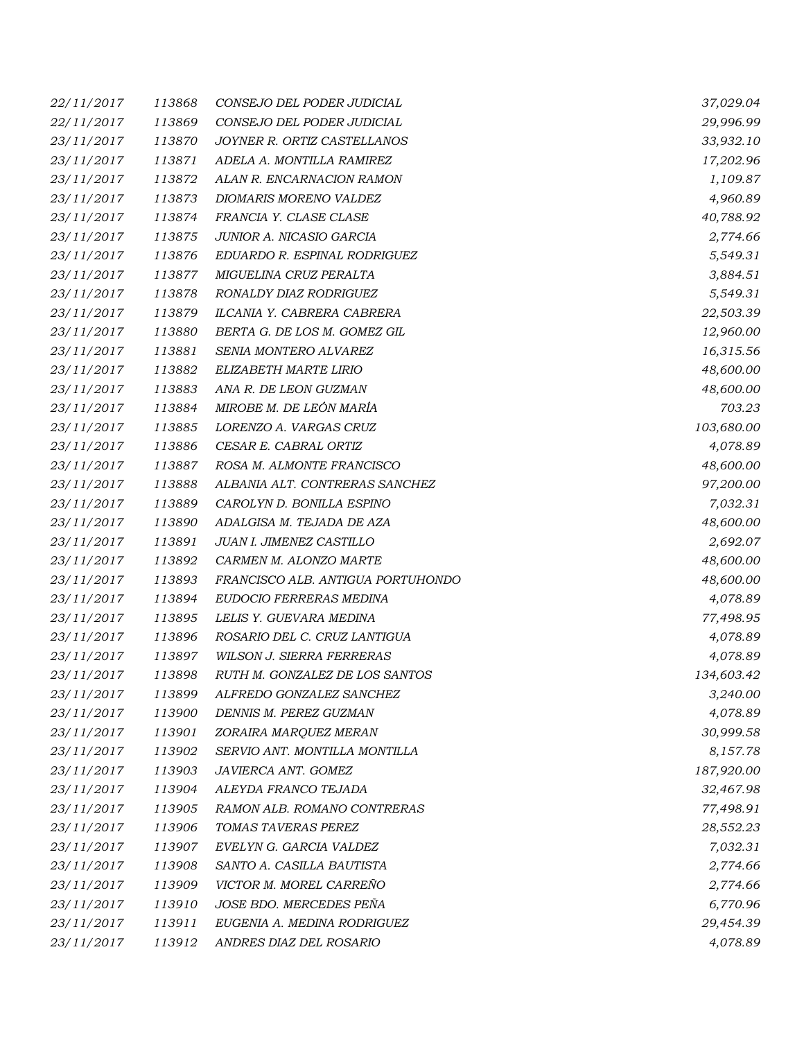| | | | |
|---|---|---|---|
| 22/11/2017 | 113868 | CONSEJO DEL PODER JUDICIAL | 37,029.04 |
| 22/11/2017 | 113869 | CONSEJO DEL PODER JUDICIAL | 29,996.99 |
| 23/11/2017 | 113870 | JOYNER R. ORTIZ CASTELLANOS | 33,932.10 |
| 23/11/2017 | 113871 | ADELA A. MONTILLA RAMIREZ | 17,202.96 |
| 23/11/2017 | 113872 | ALAN R. ENCARNACION RAMON | 1,109.87 |
| 23/11/2017 | 113873 | DIOMARIS MORENO VALDEZ | 4,960.89 |
| 23/11/2017 | 113874 | FRANCIA Y. CLASE CLASE | 40,788.92 |
| 23/11/2017 | 113875 | JUNIOR A. NICASIO GARCIA | 2,774.66 |
| 23/11/2017 | 113876 | EDUARDO R. ESPINAL RODRIGUEZ | 5,549.31 |
| 23/11/2017 | 113877 | MIGUELINA CRUZ PERALTA | 3,884.51 |
| 23/11/2017 | 113878 | RONALDY DIAZ RODRIGUEZ | 5,549.31 |
| 23/11/2017 | 113879 | ILCANIA Y. CABRERA CABRERA | 22,503.39 |
| 23/11/2017 | 113880 | BERTA G. DE LOS M. GOMEZ GIL | 12,960.00 |
| 23/11/2017 | 113881 | SENIA MONTERO ALVAREZ | 16,315.56 |
| 23/11/2017 | 113882 | ELIZABETH MARTE LIRIO | 48,600.00 |
| 23/11/2017 | 113883 | ANA R. DE LEON GUZMAN | 48,600.00 |
| 23/11/2017 | 113884 | MIROBE M. DE LEÓN MARÍA | 703.23 |
| 23/11/2017 | 113885 | LORENZO A. VARGAS CRUZ | 103,680.00 |
| 23/11/2017 | 113886 | CESAR E. CABRAL ORTIZ | 4,078.89 |
| 23/11/2017 | 113887 | ROSA M. ALMONTE FRANCISCO | 48,600.00 |
| 23/11/2017 | 113888 | ALBANIA ALT. CONTRERAS SANCHEZ | 97,200.00 |
| 23/11/2017 | 113889 | CAROLYN D. BONILLA ESPINO | 7,032.31 |
| 23/11/2017 | 113890 | ADALGISA M. TEJADA DE AZA | 48,600.00 |
| 23/11/2017 | 113891 | JUAN I. JIMENEZ CASTILLO | 2,692.07 |
| 23/11/2017 | 113892 | CARMEN M. ALONZO MARTE | 48,600.00 |
| 23/11/2017 | 113893 | FRANCISCO ALB. ANTIGUA PORTUHONDO | 48,600.00 |
| 23/11/2017 | 113894 | EUDOCIO FERRERAS MEDINA | 4,078.89 |
| 23/11/2017 | 113895 | LELIS Y. GUEVARA MEDINA | 77,498.95 |
| 23/11/2017 | 113896 | ROSARIO DEL C. CRUZ LANTIGUA | 4,078.89 |
| 23/11/2017 | 113897 | WILSON J. SIERRA FERRERAS | 4,078.89 |
| 23/11/2017 | 113898 | RUTH M. GONZALEZ DE LOS SANTOS | 134,603.42 |
| 23/11/2017 | 113899 | ALFREDO GONZALEZ SANCHEZ | 3,240.00 |
| 23/11/2017 | 113900 | DENNIS M. PEREZ GUZMAN | 4,078.89 |
| 23/11/2017 | 113901 | ZORAIRA MARQUEZ MERAN | 30,999.58 |
| 23/11/2017 | 113902 | SERVIO ANT. MONTILLA MONTILLA | 8,157.78 |
| 23/11/2017 | 113903 | JAVIERCA ANT. GOMEZ | 187,920.00 |
| 23/11/2017 | 113904 | ALEYDA FRANCO TEJADA | 32,467.98 |
| 23/11/2017 | 113905 | RAMON ALB. ROMANO CONTRERAS | 77,498.91 |
| 23/11/2017 | 113906 | TOMAS TAVERAS PEREZ | 28,552.23 |
| 23/11/2017 | 113907 | EVELYN G. GARCIA VALDEZ | 7,032.31 |
| 23/11/2017 | 113908 | SANTO A. CASILLA BAUTISTA | 2,774.66 |
| 23/11/2017 | 113909 | VICTOR M. MOREL CARREÑO | 2,774.66 |
| 23/11/2017 | 113910 | JOSE BDO. MERCEDES PEÑA | 6,770.96 |
| 23/11/2017 | 113911 | EUGENIA A. MEDINA RODRIGUEZ | 29,454.39 |
| 23/11/2017 | 113912 | ANDRES DIAZ DEL ROSARIO | 4,078.89 |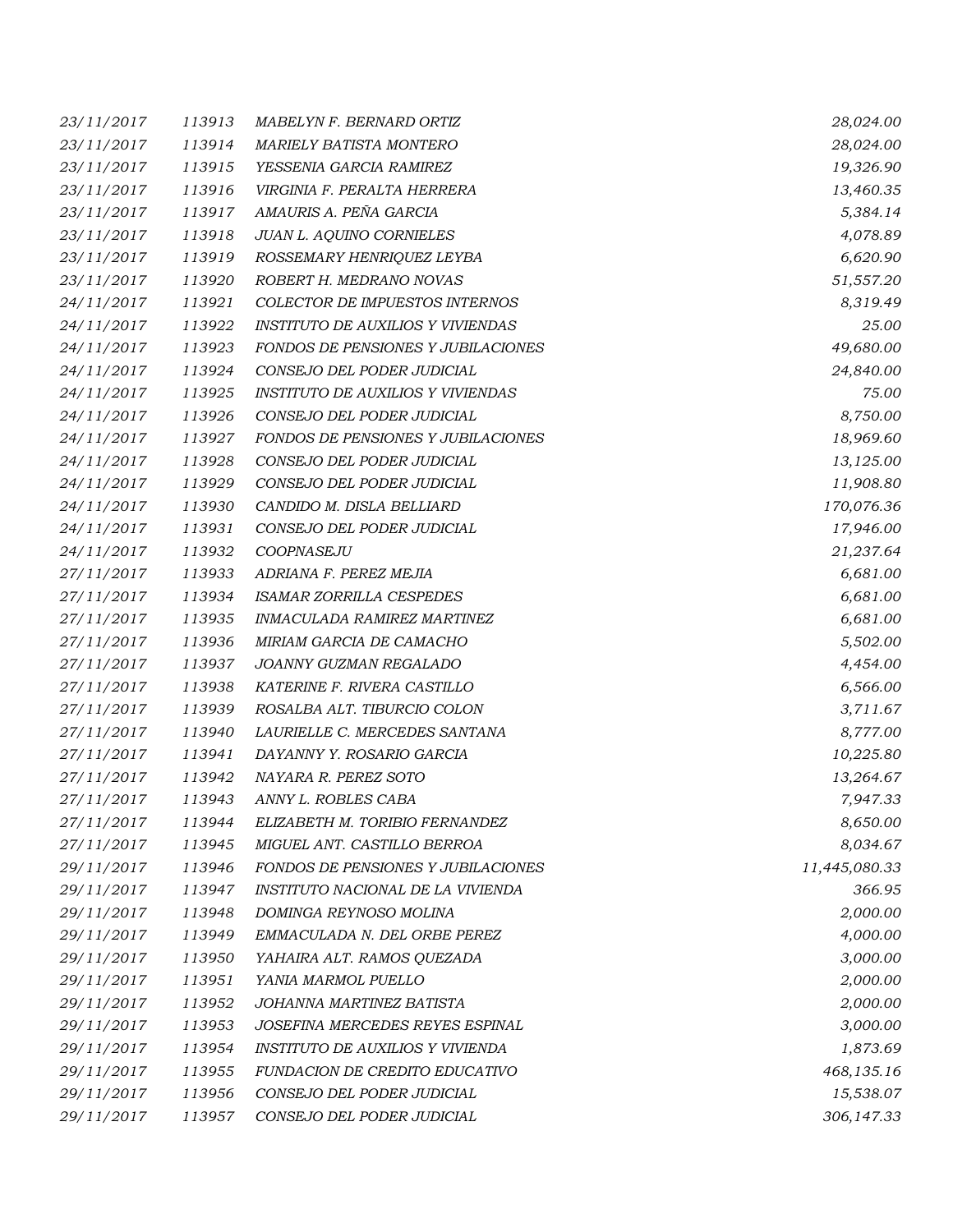| | | | |
|---|---|---|---|
| 23/11/2017 | 113913 | MABELYN F. BERNARD ORTIZ | 28,024.00 |
| 23/11/2017 | 113914 | MARIELY BATISTA MONTERO | 28,024.00 |
| 23/11/2017 | 113915 | YESSENIA GARCIA RAMIREZ | 19,326.90 |
| 23/11/2017 | 113916 | VIRGINIA F. PERALTA HERRERA | 13,460.35 |
| 23/11/2017 | 113917 | AMAURIS A. PEÑA GARCIA | 5,384.14 |
| 23/11/2017 | 113918 | JUAN L. AQUINO CORNIELES | 4,078.89 |
| 23/11/2017 | 113919 | ROSSEMARY HENRIQUEZ LEYBA | 6,620.90 |
| 23/11/2017 | 113920 | ROBERT H. MEDRANO NOVAS | 51,557.20 |
| 24/11/2017 | 113921 | COLECTOR DE IMPUESTOS INTERNOS | 8,319.49 |
| 24/11/2017 | 113922 | INSTITUTO DE AUXILIOS Y VIVIENDAS | 25.00 |
| 24/11/2017 | 113923 | FONDOS DE PENSIONES Y JUBILACIONES | 49,680.00 |
| 24/11/2017 | 113924 | CONSEJO DEL PODER JUDICIAL | 24,840.00 |
| 24/11/2017 | 113925 | INSTITUTO DE AUXILIOS Y VIVIENDAS | 75.00 |
| 24/11/2017 | 113926 | CONSEJO DEL PODER JUDICIAL | 8,750.00 |
| 24/11/2017 | 113927 | FONDOS DE PENSIONES Y JUBILACIONES | 18,969.60 |
| 24/11/2017 | 113928 | CONSEJO DEL PODER JUDICIAL | 13,125.00 |
| 24/11/2017 | 113929 | CONSEJO DEL PODER JUDICIAL | 11,908.80 |
| 24/11/2017 | 113930 | CANDIDO M. DISLA BELLIARD | 170,076.36 |
| 24/11/2017 | 113931 | CONSEJO DEL PODER JUDICIAL | 17,946.00 |
| 24/11/2017 | 113932 | COOPNASEJU | 21,237.64 |
| 27/11/2017 | 113933 | ADRIANA F. PEREZ MEJIA | 6,681.00 |
| 27/11/2017 | 113934 | ISAMAR ZORRILLA CESPEDES | 6,681.00 |
| 27/11/2017 | 113935 | INMACULADA RAMIREZ MARTINEZ | 6,681.00 |
| 27/11/2017 | 113936 | MIRIAM GARCIA DE CAMACHO | 5,502.00 |
| 27/11/2017 | 113937 | JOANNY GUZMAN REGALADO | 4,454.00 |
| 27/11/2017 | 113938 | KATERINE F. RIVERA CASTILLO | 6,566.00 |
| 27/11/2017 | 113939 | ROSALBA ALT. TIBURCIO COLON | 3,711.67 |
| 27/11/2017 | 113940 | LAURIELLE C. MERCEDES SANTANA | 8,777.00 |
| 27/11/2017 | 113941 | DAYANNY Y. ROSARIO GARCIA | 10,225.80 |
| 27/11/2017 | 113942 | NAYARA R. PEREZ SOTO | 13,264.67 |
| 27/11/2017 | 113943 | ANNY L. ROBLES CABA | 7,947.33 |
| 27/11/2017 | 113944 | ELIZABETH M. TORIBIO FERNANDEZ | 8,650.00 |
| 27/11/2017 | 113945 | MIGUEL ANT. CASTILLO BERROA | 8,034.67 |
| 29/11/2017 | 113946 | FONDOS DE PENSIONES Y JUBILACIONES | 11,445,080.33 |
| 29/11/2017 | 113947 | INSTITUTO NACIONAL DE LA VIVIENDA | 366.95 |
| 29/11/2017 | 113948 | DOMINGA REYNOSO MOLINA | 2,000.00 |
| 29/11/2017 | 113949 | EMMACULADA N. DEL ORBE PEREZ | 4,000.00 |
| 29/11/2017 | 113950 | YAHAIRA ALT. RAMOS QUEZADA | 3,000.00 |
| 29/11/2017 | 113951 | YANIA MARMOL PUELLO | 2,000.00 |
| 29/11/2017 | 113952 | JOHANNA MARTINEZ BATISTA | 2,000.00 |
| 29/11/2017 | 113953 | JOSEFINA MERCEDES REYES ESPINAL | 3,000.00 |
| 29/11/2017 | 113954 | INSTITUTO DE AUXILIOS Y VIVIENDA | 1,873.69 |
| 29/11/2017 | 113955 | FUNDACION DE CREDITO EDUCATIVO | 468,135.16 |
| 29/11/2017 | 113956 | CONSEJO DEL PODER JUDICIAL | 15,538.07 |
| 29/11/2017 | 113957 | CONSEJO DEL PODER JUDICIAL | 306,147.33 |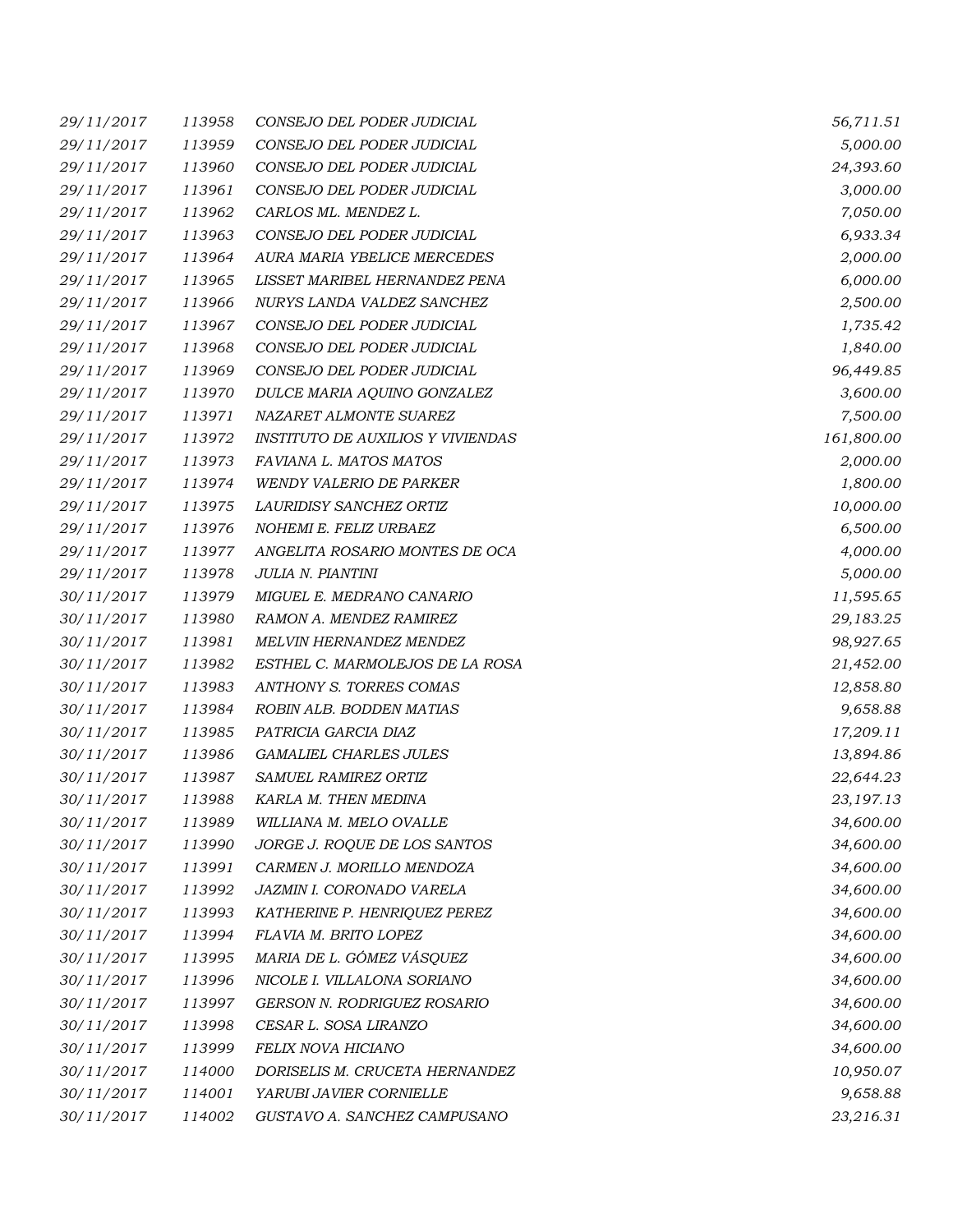| | | | |
|---|---|---|---|
| 29/11/2017 | 113958 | CONSEJO DEL PODER JUDICIAL | 56,711.51 |
| 29/11/2017 | 113959 | CONSEJO DEL PODER JUDICIAL | 5,000.00 |
| 29/11/2017 | 113960 | CONSEJO DEL PODER JUDICIAL | 24,393.60 |
| 29/11/2017 | 113961 | CONSEJO DEL PODER JUDICIAL | 3,000.00 |
| 29/11/2017 | 113962 | CARLOS ML. MENDEZ L. | 7,050.00 |
| 29/11/2017 | 113963 | CONSEJO DEL PODER JUDICIAL | 6,933.34 |
| 29/11/2017 | 113964 | AURA MARIA YBELICE MERCEDES | 2,000.00 |
| 29/11/2017 | 113965 | LISSET MARIBEL HERNANDEZ PENA | 6,000.00 |
| 29/11/2017 | 113966 | NURYS LANDA VALDEZ SANCHEZ | 2,500.00 |
| 29/11/2017 | 113967 | CONSEJO DEL PODER JUDICIAL | 1,735.42 |
| 29/11/2017 | 113968 | CONSEJO DEL PODER JUDICIAL | 1,840.00 |
| 29/11/2017 | 113969 | CONSEJO DEL PODER JUDICIAL | 96,449.85 |
| 29/11/2017 | 113970 | DULCE MARIA AQUINO GONZALEZ | 3,600.00 |
| 29/11/2017 | 113971 | NAZARET ALMONTE SUAREZ | 7,500.00 |
| 29/11/2017 | 113972 | INSTITUTO DE AUXILIOS Y VIVIENDAS | 161,800.00 |
| 29/11/2017 | 113973 | FAVIANA L. MATOS MATOS | 2,000.00 |
| 29/11/2017 | 113974 | WENDY VALERIO DE PARKER | 1,800.00 |
| 29/11/2017 | 113975 | LAURIDISY SANCHEZ ORTIZ | 10,000.00 |
| 29/11/2017 | 113976 | NOHEMI E. FELIZ URBAEZ | 6,500.00 |
| 29/11/2017 | 113977 | ANGELITA ROSARIO MONTES DE OCA | 4,000.00 |
| 29/11/2017 | 113978 | JULIA N. PIANTINI | 5,000.00 |
| 30/11/2017 | 113979 | MIGUEL E. MEDRANO CANARIO | 11,595.65 |
| 30/11/2017 | 113980 | RAMON A. MENDEZ RAMIREZ | 29,183.25 |
| 30/11/2017 | 113981 | MELVIN HERNANDEZ MENDEZ | 98,927.65 |
| 30/11/2017 | 113982 | ESTHEL C. MARMOLEJOS DE LA ROSA | 21,452.00 |
| 30/11/2017 | 113983 | ANTHONY S. TORRES COMAS | 12,858.80 |
| 30/11/2017 | 113984 | ROBIN ALB. BODDEN MATIAS | 9,658.88 |
| 30/11/2017 | 113985 | PATRICIA GARCIA DIAZ | 17,209.11 |
| 30/11/2017 | 113986 | GAMALIEL CHARLES JULES | 13,894.86 |
| 30/11/2017 | 113987 | SAMUEL RAMIREZ ORTIZ | 22,644.23 |
| 30/11/2017 | 113988 | KARLA M. THEN MEDINA | 23,197.13 |
| 30/11/2017 | 113989 | WILLIANA M. MELO OVALLE | 34,600.00 |
| 30/11/2017 | 113990 | JORGE J. ROQUE DE LOS SANTOS | 34,600.00 |
| 30/11/2017 | 113991 | CARMEN J. MORILLO MENDOZA | 34,600.00 |
| 30/11/2017 | 113992 | JAZMIN I. CORONADO VARELA | 34,600.00 |
| 30/11/2017 | 113993 | KATHERINE P. HENRIQUEZ PEREZ | 34,600.00 |
| 30/11/2017 | 113994 | FLAVIA M. BRITO LOPEZ | 34,600.00 |
| 30/11/2017 | 113995 | MARIA DE L. GÓMEZ VÁSQUEZ | 34,600.00 |
| 30/11/2017 | 113996 | NICOLE I. VILLALONA SORIANO | 34,600.00 |
| 30/11/2017 | 113997 | GERSON N. RODRIGUEZ ROSARIO | 34,600.00 |
| 30/11/2017 | 113998 | CESAR L. SOSA LIRANZO | 34,600.00 |
| 30/11/2017 | 113999 | FELIX NOVA HICIANO | 34,600.00 |
| 30/11/2017 | 114000 | DORISELIS M. CRUCETA HERNANDEZ | 10,950.07 |
| 30/11/2017 | 114001 | YARUBI JAVIER CORNIELLE | 9,658.88 |
| 30/11/2017 | 114002 | GUSTAVO A. SANCHEZ CAMPUSANO | 23,216.31 |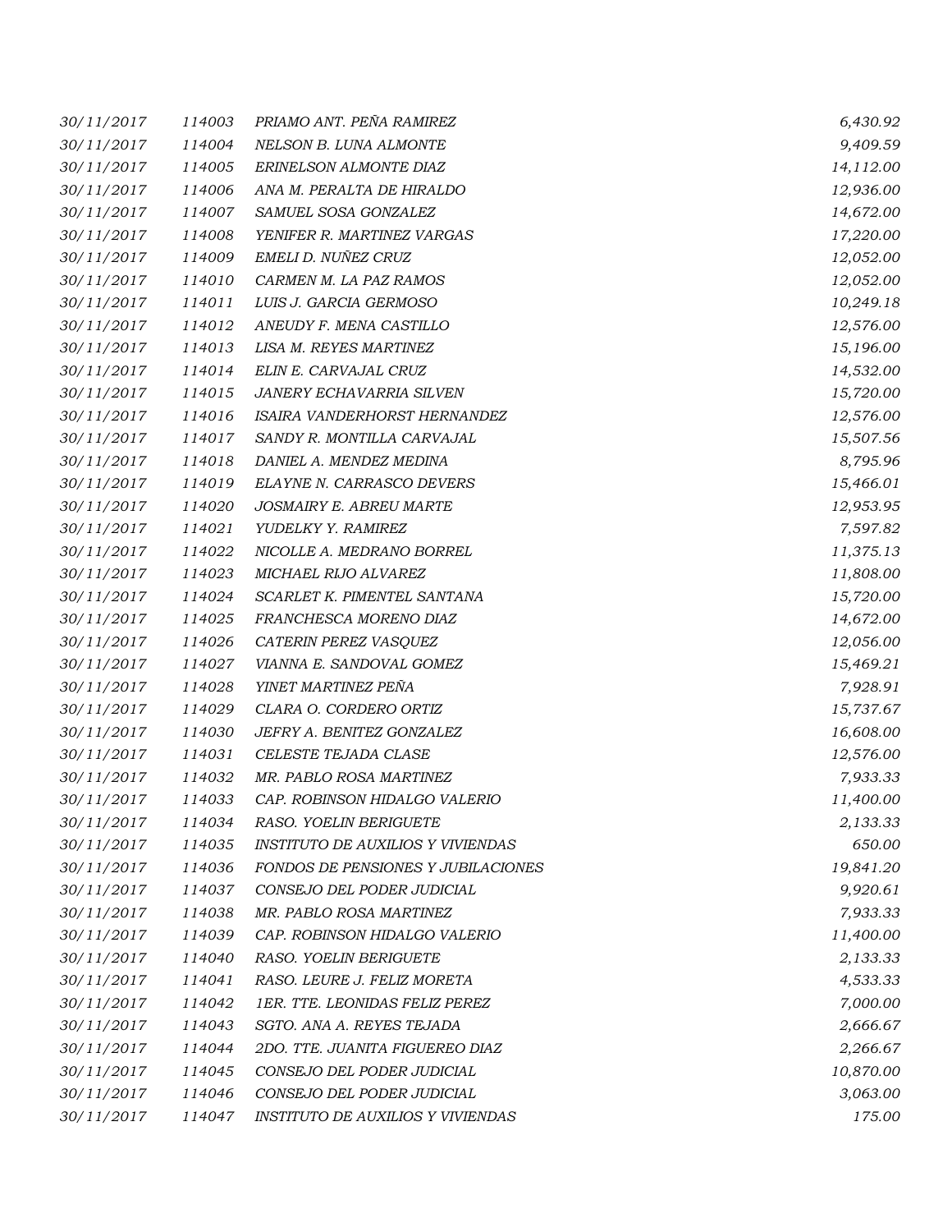| | | | |
|---|---|---|---|
| 30/11/2017 | 114003 | PRIAMO ANT. PEÑA RAMIREZ | 6,430.92 |
| 30/11/2017 | 114004 | NELSON B. LUNA ALMONTE | 9,409.59 |
| 30/11/2017 | 114005 | ERINELSON ALMONTE DIAZ | 14,112.00 |
| 30/11/2017 | 114006 | ANA M. PERALTA DE HIRALDO | 12,936.00 |
| 30/11/2017 | 114007 | SAMUEL SOSA GONZALEZ | 14,672.00 |
| 30/11/2017 | 114008 | YENIFER R. MARTINEZ VARGAS | 17,220.00 |
| 30/11/2017 | 114009 | EMELI D. NUÑEZ CRUZ | 12,052.00 |
| 30/11/2017 | 114010 | CARMEN M. LA PAZ RAMOS | 12,052.00 |
| 30/11/2017 | 114011 | LUIS J. GARCIA GERMOSO | 10,249.18 |
| 30/11/2017 | 114012 | ANEUDY F. MENA CASTILLO | 12,576.00 |
| 30/11/2017 | 114013 | LISA M. REYES MARTINEZ | 15,196.00 |
| 30/11/2017 | 114014 | ELIN E. CARVAJAL CRUZ | 14,532.00 |
| 30/11/2017 | 114015 | JANERY ECHAVARRIA SILVEN | 15,720.00 |
| 30/11/2017 | 114016 | ISAIRA VANDERHORST HERNANDEZ | 12,576.00 |
| 30/11/2017 | 114017 | SANDY R. MONTILLA CARVAJAL | 15,507.56 |
| 30/11/2017 | 114018 | DANIEL A. MENDEZ MEDINA | 8,795.96 |
| 30/11/2017 | 114019 | ELAYNE N. CARRASCO DEVERS | 15,466.01 |
| 30/11/2017 | 114020 | JOSMAIRY E. ABREU MARTE | 12,953.95 |
| 30/11/2017 | 114021 | YUDELKY Y. RAMIREZ | 7,597.82 |
| 30/11/2017 | 114022 | NICOLLE A. MEDRANO BORREL | 11,375.13 |
| 30/11/2017 | 114023 | MICHAEL RIJO ALVAREZ | 11,808.00 |
| 30/11/2017 | 114024 | SCARLET K. PIMENTEL SANTANA | 15,720.00 |
| 30/11/2017 | 114025 | FRANCHESCA MORENO DIAZ | 14,672.00 |
| 30/11/2017 | 114026 | CATERIN PEREZ VASQUEZ | 12,056.00 |
| 30/11/2017 | 114027 | VIANNA E. SANDOVAL GOMEZ | 15,469.21 |
| 30/11/2017 | 114028 | YINET MARTINEZ PEÑA | 7,928.91 |
| 30/11/2017 | 114029 | CLARA O. CORDERO ORTIZ | 15,737.67 |
| 30/11/2017 | 114030 | JEFRY A. BENITEZ GONZALEZ | 16,608.00 |
| 30/11/2017 | 114031 | CELESTE TEJADA CLASE | 12,576.00 |
| 30/11/2017 | 114032 | MR. PABLO ROSA MARTINEZ | 7,933.33 |
| 30/11/2017 | 114033 | CAP. ROBINSON HIDALGO VALERIO | 11,400.00 |
| 30/11/2017 | 114034 | RASO. YOELIN BERIGUETE | 2,133.33 |
| 30/11/2017 | 114035 | INSTITUTO DE AUXILIOS Y VIVIENDAS | 650.00 |
| 30/11/2017 | 114036 | FONDOS DE PENSIONES Y JUBILACIONES | 19,841.20 |
| 30/11/2017 | 114037 | CONSEJO DEL PODER JUDICIAL | 9,920.61 |
| 30/11/2017 | 114038 | MR. PABLO ROSA MARTINEZ | 7,933.33 |
| 30/11/2017 | 114039 | CAP. ROBINSON HIDALGO VALERIO | 11,400.00 |
| 30/11/2017 | 114040 | RASO. YOELIN BERIGUETE | 2,133.33 |
| 30/11/2017 | 114041 | RASO. LEURE J. FELIZ MORETA | 4,533.33 |
| 30/11/2017 | 114042 | 1ER. TTE. LEONIDAS FELIZ PEREZ | 7,000.00 |
| 30/11/2017 | 114043 | SGTO. ANA A. REYES TEJADA | 2,666.67 |
| 30/11/2017 | 114044 | 2DO. TTE. JUANITA FIGUEREO DIAZ | 2,266.67 |
| 30/11/2017 | 114045 | CONSEJO DEL PODER JUDICIAL | 10,870.00 |
| 30/11/2017 | 114046 | CONSEJO DEL PODER JUDICIAL | 3,063.00 |
| 30/11/2017 | 114047 | INSTITUTO DE AUXILIOS Y VIVIENDAS | 175.00 |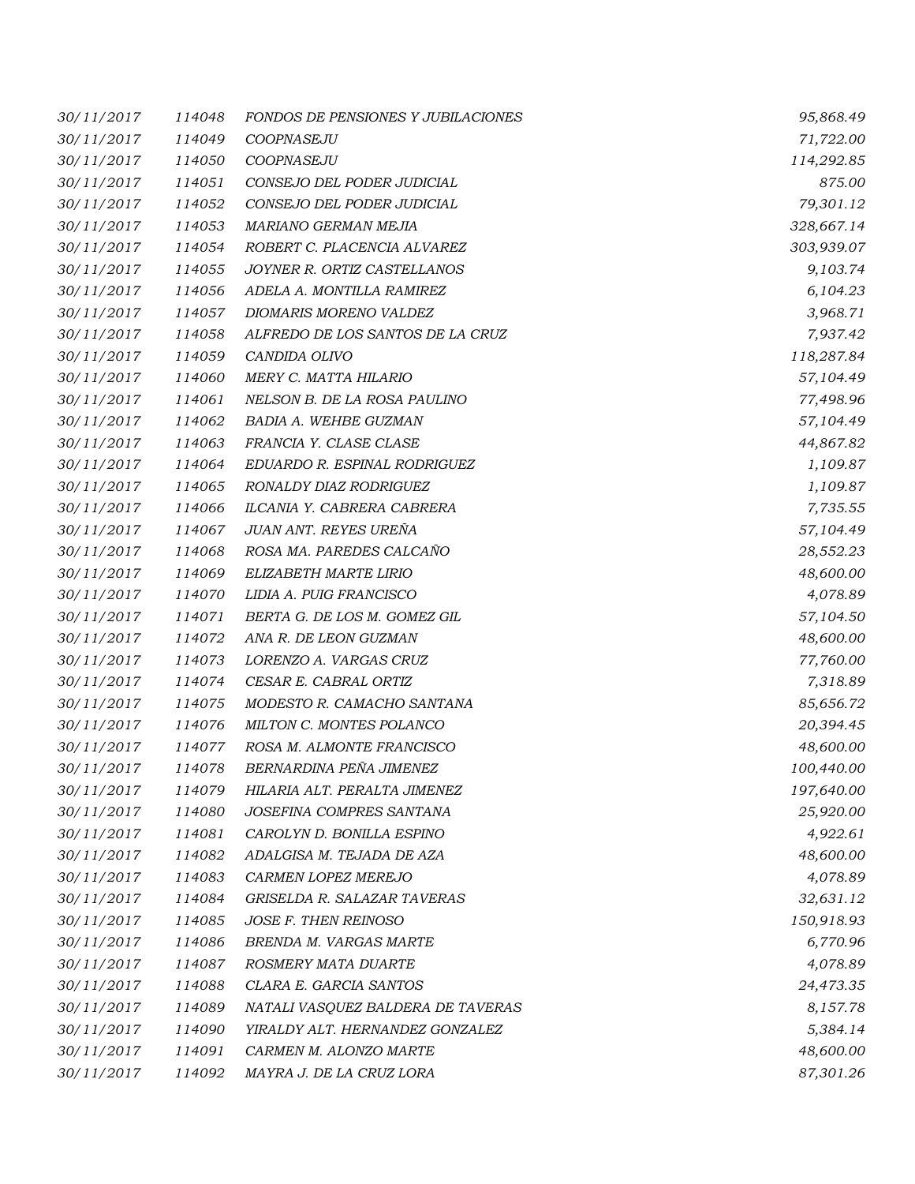| | | | |
|---|---|---|---|
| 30/11/2017 | 114048 | FONDOS DE PENSIONES Y JUBILACIONES | 95,868.49 |
| 30/11/2017 | 114049 | COOPNASEJU | 71,722.00 |
| 30/11/2017 | 114050 | COOPNASEJU | 114,292.85 |
| 30/11/2017 | 114051 | CONSEJO DEL PODER JUDICIAL | 875.00 |
| 30/11/2017 | 114052 | CONSEJO DEL PODER JUDICIAL | 79,301.12 |
| 30/11/2017 | 114053 | MARIANO GERMAN MEJIA | 328,667.14 |
| 30/11/2017 | 114054 | ROBERT C. PLACENCIA ALVAREZ | 303,939.07 |
| 30/11/2017 | 114055 | JOYNER R. ORTIZ CASTELLANOS | 9,103.74 |
| 30/11/2017 | 114056 | ADELA A. MONTILLA RAMIREZ | 6,104.23 |
| 30/11/2017 | 114057 | DIOMARIS MORENO VALDEZ | 3,968.71 |
| 30/11/2017 | 114058 | ALFREDO DE LOS SANTOS DE LA CRUZ | 7,937.42 |
| 30/11/2017 | 114059 | CANDIDA OLIVO | 118,287.84 |
| 30/11/2017 | 114060 | MERY C. MATTA HILARIO | 57,104.49 |
| 30/11/2017 | 114061 | NELSON B. DE LA ROSA PAULINO | 77,498.96 |
| 30/11/2017 | 114062 | BADIA A. WEHBE GUZMAN | 57,104.49 |
| 30/11/2017 | 114063 | FRANCIA Y. CLASE CLASE | 44,867.82 |
| 30/11/2017 | 114064 | EDUARDO R. ESPINAL RODRIGUEZ | 1,109.87 |
| 30/11/2017 | 114065 | RONALDY DIAZ RODRIGUEZ | 1,109.87 |
| 30/11/2017 | 114066 | ILCANIA Y. CABRERA CABRERA | 7,735.55 |
| 30/11/2017 | 114067 | JUAN ANT. REYES UREÑA | 57,104.49 |
| 30/11/2017 | 114068 | ROSA MA. PAREDES CALCAÑO | 28,552.23 |
| 30/11/2017 | 114069 | ELIZABETH MARTE LIRIO | 48,600.00 |
| 30/11/2017 | 114070 | LIDIA A. PUIG FRANCISCO | 4,078.89 |
| 30/11/2017 | 114071 | BERTA G. DE LOS M. GOMEZ GIL | 57,104.50 |
| 30/11/2017 | 114072 | ANA R. DE LEON GUZMAN | 48,600.00 |
| 30/11/2017 | 114073 | LORENZO A. VARGAS CRUZ | 77,760.00 |
| 30/11/2017 | 114074 | CESAR E. CABRAL ORTIZ | 7,318.89 |
| 30/11/2017 | 114075 | MODESTO R. CAMACHO SANTANA | 85,656.72 |
| 30/11/2017 | 114076 | MILTON C. MONTES POLANCO | 20,394.45 |
| 30/11/2017 | 114077 | ROSA M. ALMONTE FRANCISCO | 48,600.00 |
| 30/11/2017 | 114078 | BERNARDINA PEÑA JIMENEZ | 100,440.00 |
| 30/11/2017 | 114079 | HILARIA ALT. PERALTA JIMENEZ | 197,640.00 |
| 30/11/2017 | 114080 | JOSEFINA COMPRES SANTANA | 25,920.00 |
| 30/11/2017 | 114081 | CAROLYN D. BONILLA ESPINO | 4,922.61 |
| 30/11/2017 | 114082 | ADALGISA M. TEJADA DE AZA | 48,600.00 |
| 30/11/2017 | 114083 | CARMEN LOPEZ MEREJO | 4,078.89 |
| 30/11/2017 | 114084 | GRISELDA R. SALAZAR TAVERAS | 32,631.12 |
| 30/11/2017 | 114085 | JOSE F. THEN REINOSO | 150,918.93 |
| 30/11/2017 | 114086 | BRENDA M. VARGAS MARTE | 6,770.96 |
| 30/11/2017 | 114087 | ROSMERY MATA DUARTE | 4,078.89 |
| 30/11/2017 | 114088 | CLARA E. GARCIA SANTOS | 24,473.35 |
| 30/11/2017 | 114089 | NATALI VASQUEZ BALDERA DE TAVERAS | 8,157.78 |
| 30/11/2017 | 114090 | YIRALDY ALT. HERNANDEZ GONZALEZ | 5,384.14 |
| 30/11/2017 | 114091 | CARMEN M. ALONZO MARTE | 48,600.00 |
| 30/11/2017 | 114092 | MAYRA J. DE LA CRUZ LORA | 87,301.26 |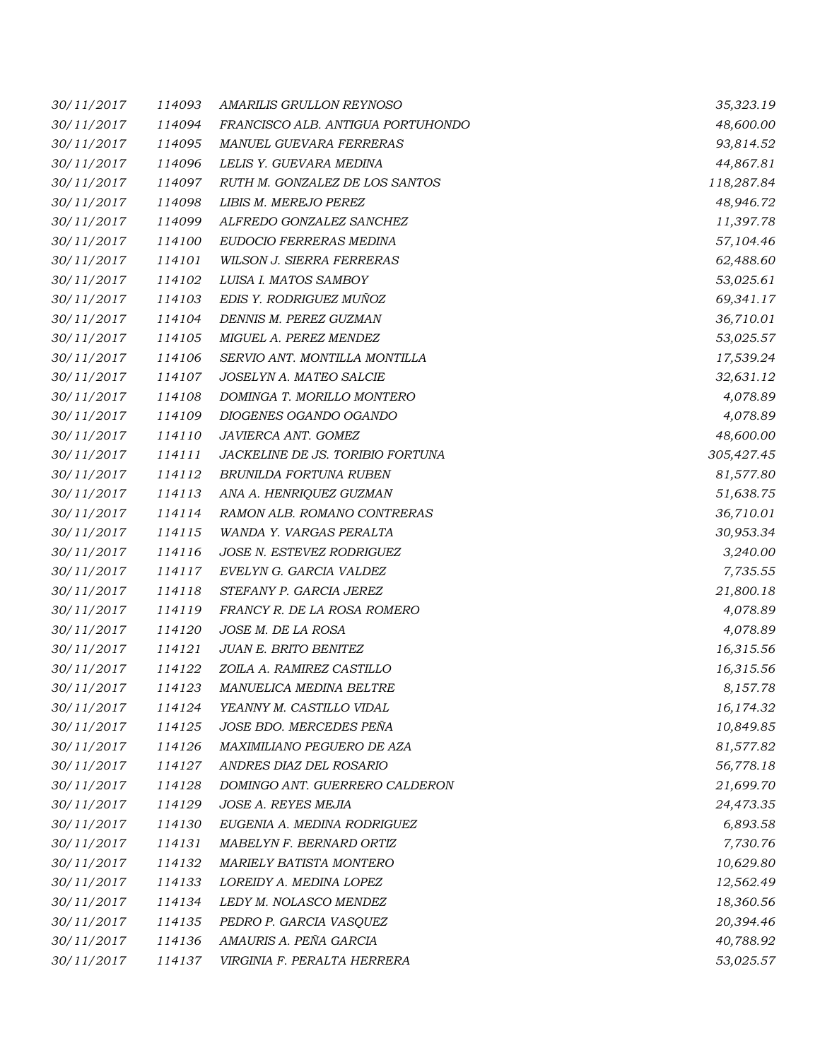| | | | |
|---|---|---|---|
| *30/11/2017* | *114093* | *AMARILIS GRULLON REYNOSO* | *35,323.19* |
| *30/11/2017* | *114094* | *FRANCISCO ALB. ANTIGUA PORTUHONDO* | *48,600.00* |
| *30/11/2017* | *114095* | *MANUEL GUEVARA FERRERAS* | *93,814.52* |
| *30/11/2017* | *114096* | *LELIS Y. GUEVARA MEDINA* | *44,867.81* |
| *30/11/2017* | *114097* | *RUTH M. GONZALEZ DE LOS SANTOS* | *118,287.84* |
| *30/11/2017* | *114098* | *LIBIS M. MEREJO PEREZ* | *48,946.72* |
| *30/11/2017* | *114099* | *ALFREDO GONZALEZ SANCHEZ* | *11,397.78* |
| *30/11/2017* | *114100* | *EUDOCIO FERRERAS MEDINA* | *57,104.46* |
| *30/11/2017* | *114101* | *WILSON J. SIERRA FERRERAS* | *62,488.60* |
| *30/11/2017* | *114102* | *LUISA I. MATOS SAMBOY* | *53,025.61* |
| *30/11/2017* | *114103* | *EDIS Y. RODRIGUEZ MUÑOZ* | *69,341.17* |
| *30/11/2017* | *114104* | *DENNIS M. PEREZ GUZMAN* | *36,710.01* |
| *30/11/2017* | *114105* | *MIGUEL A. PEREZ MENDEZ* | *53,025.57* |
| *30/11/2017* | *114106* | *SERVIO ANT. MONTILLA MONTILLA* | *17,539.24* |
| *30/11/2017* | *114107* | *JOSELYN A. MATEO SALCIE* | *32,631.12* |
| *30/11/2017* | *114108* | *DOMINGA T. MORILLO MONTERO* | *4,078.89* |
| *30/11/2017* | *114109* | *DIOGENES OGANDO OGANDO* | *4,078.89* |
| *30/11/2017* | *114110* | *JAVIERCA ANT. GOMEZ* | *48,600.00* |
| *30/11/2017* | *114111* | *JACKELINE DE JS. TORIBIO FORTUNA* | *305,427.45* |
| *30/11/2017* | *114112* | *BRUNILDA FORTUNA RUBEN* | *81,577.80* |
| *30/11/2017* | *114113* | *ANA A. HENRIQUEZ GUZMAN* | *51,638.75* |
| *30/11/2017* | *114114* | *RAMON ALB. ROMANO CONTRERAS* | *36,710.01* |
| *30/11/2017* | *114115* | *WANDA Y. VARGAS PERALTA* | *30,953.34* |
| *30/11/2017* | *114116* | *JOSE N. ESTEVEZ RODRIGUEZ* | *3,240.00* |
| *30/11/2017* | *114117* | *EVELYN G. GARCIA VALDEZ* | *7,735.55* |
| *30/11/2017* | *114118* | *STEFANY P. GARCIA JEREZ* | *21,800.18* |
| *30/11/2017* | *114119* | *FRANCY R. DE LA ROSA ROMERO* | *4,078.89* |
| *30/11/2017* | *114120* | *JOSE M. DE LA ROSA* | *4,078.89* |
| *30/11/2017* | *114121* | *JUAN E. BRITO BENITEZ* | *16,315.56* |
| *30/11/2017* | *114122* | *ZOILA A. RAMIREZ CASTILLO* | *16,315.56* |
| *30/11/2017* | *114123* | *MANUELICA MEDINA BELTRE* | *8,157.78* |
| *30/11/2017* | *114124* | *YEANNY M. CASTILLO VIDAL* | *16,174.32* |
| *30/11/2017* | *114125* | *JOSE BDO. MERCEDES PEÑA* | *10,849.85* |
| *30/11/2017* | *114126* | *MAXIMILIANO PEGUERO DE AZA* | *81,577.82* |
| *30/11/2017* | *114127* | *ANDRES DIAZ DEL ROSARIO* | *56,778.18* |
| *30/11/2017* | *114128* | *DOMINGO ANT. GUERRERO CALDERON* | *21,699.70* |
| *30/11/2017* | *114129* | *JOSE A. REYES MEJIA* | *24,473.35* |
| *30/11/2017* | *114130* | *EUGENIA A. MEDINA RODRIGUEZ* | *6,893.58* |
| *30/11/2017* | *114131* | *MABELYN F. BERNARD ORTIZ* | *7,730.76* |
| *30/11/2017* | *114132* | *MARIELY BATISTA MONTERO* | *10,629.80* |
| *30/11/2017* | *114133* | *LOREIDY A. MEDINA LOPEZ* | *12,562.49* |
| *30/11/2017* | *114134* | *LEDY M. NOLASCO MENDEZ* | *18,360.56* |
| *30/11/2017* | *114135* | *PEDRO P. GARCIA VASQUEZ* | *20,394.46* |
| *30/11/2017* | *114136* | *AMAURIS A. PEÑA GARCIA* | *40,788.92* |
| *30/11/2017* | *114137* | *VIRGINIA F. PERALTA HERRERA* | *53,025.57* |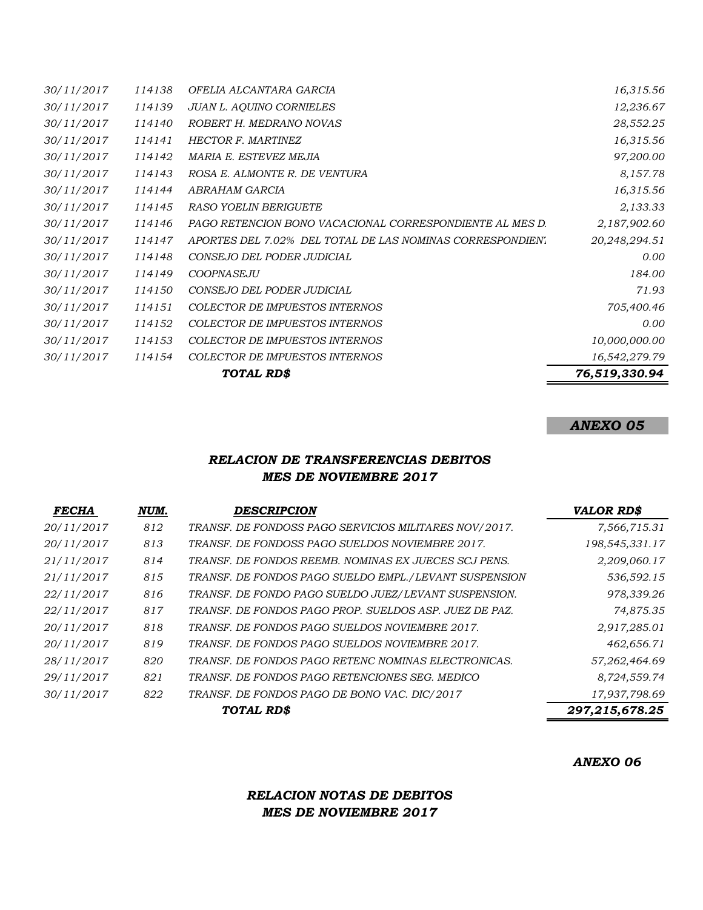| | | | |
|---|---|---|---|
| *30/11/2017* | *114138* | *OFELIA ALCANTARA GARCIA* | *16,315.56* |
| *30/11/2017* | *114139* | *JUAN L. AQUINO CORNIELES* | *12,236.67* |
| *30/11/2017* | *114140* | *ROBERT H. MEDRANO NOVAS* | *28,552.25* |
| *30/11/2017* | *114141* | *HECTOR F. MARTINEZ* | *16,315.56* |
| *30/11/2017* | *114142* | *MARIA E. ESTEVEZ MEJIA* | *97,200.00* |
| *30/11/2017* | *114143* | *ROSA E. ALMONTE R. DE VENTURA* | *8,157.78* |
| *30/11/2017* | *114144* | *ABRAHAM GARCIA* | *16,315.56* |
| *30/11/2017* | *114145* | *RASO YOELIN BERIGUETE* | *2,133.33* |
| *30/11/2017* | *114146* | *PAGO RETENCION BONO VACACIONAL CORRESPONDIENTE AL MES D.* | *2,187,902.60* |
| *30/11/2017* | *114147* | *APORTES DEL 7.02% DEL TOTAL DE LAS NOMINAS CORRESPONDIENT* | *20,248,294.51* |
| *30/11/2017* | *114148* | *CONSEJO DEL PODER JUDICIAL* | *0.00* |
| *30/11/2017* | *114149* | *COOPNASEJU* | *184.00* |
| *30/11/2017* | *114150* | *CONSEJO DEL PODER JUDICIAL* | *71.93* |
| *30/11/2017* | *114151* | *COLECTOR DE IMPUESTOS INTERNOS* | *705,400.46* |
| *30/11/2017* | *114152* | *COLECTOR DE IMPUESTOS INTERNOS* | *0.00* |
| *30/11/2017* | *114153* | *COLECTOR DE IMPUESTOS INTERNOS* | *10,000,000.00* |
| *30/11/2017* | *114154* | *COLECTOR DE IMPUESTOS INTERNOS* | *16,542,279.79* |
| | | ***TOTAL RD$*** | ***76,519,330.94*** |

***ANEXO 05***

### *RELACION DE TRANSFERENCIAS DEBITOS*
### *MES DE NOVIEMBRE 2017*

| *FECHA* | *NUM.* | *DESCRIPCION* | *VALOR RD$* |
|---|---|---|---|
| *20/11/2017* | *812* | *TRANSF. DE FONDOSS PAGO SERVICIOS MILITARES NOV/2017.* | *7,566,715.31* |
| *20/11/2017* | *813* | *TRANSF. DE FONDOSS PAGO SUELDOS NOVIEMBRE 2017.* | *198,545,331.17* |
| *21/11/2017* | *814* | *TRANSF. DE FONDOS REEMB. NOMINAS EX JUECES SCJ PENS.* | *2,209,060.17* |
| *21/11/2017* | *815* | *TRANSF. DE FONDOS PAGO SUELDO EMPL./LEVANT SUSPENSION* | *536,592.15* |
| *22/11/2017* | *816* | *TRANSF. DE FONDO PAGO SUELDO JUEZ/LEVANT SUSPENSION.* | *978,339.26* |
| *22/11/2017* | *817* | *TRANSF. DE FONDOS PAGO PROP. SUELDOS ASP. JUEZ DE PAZ.* | *74,875.35* |
| *20/11/2017* | *818* | *TRANSF. DE FONDOS PAGO SUELDOS NOVIEMBRE 2017.* | *2,917,285.01* |
| *20/11/2017* | *819* | *TRANSF. DE FONDOS PAGO SUELDOS NOVIEMBRE 2017.* | *462,656.71* |
| *28/11/2017* | *820* | *TRANSF. DE FONDOS PAGO RETENC NOMINAS ELECTRONICAS.* | *57,262,464.69* |
| *29/11/2017* | *821* | *TRANSF. DE FONDOS PAGO RETENCIONES SEG. MEDICO* | *8,724,559.74* |
| *30/11/2017* | *822* | *TRANSF. DE FONDOS PAGO DE BONO VAC. DIC/2017* | *17,937,798.69* |
| | | ***TOTAL RD$*** | ***297,215,678.25*** |

***ANEXO 06***

### *RELACION NOTAS DE DEBITOS*
### *MES DE NOVIEMBRE 2017*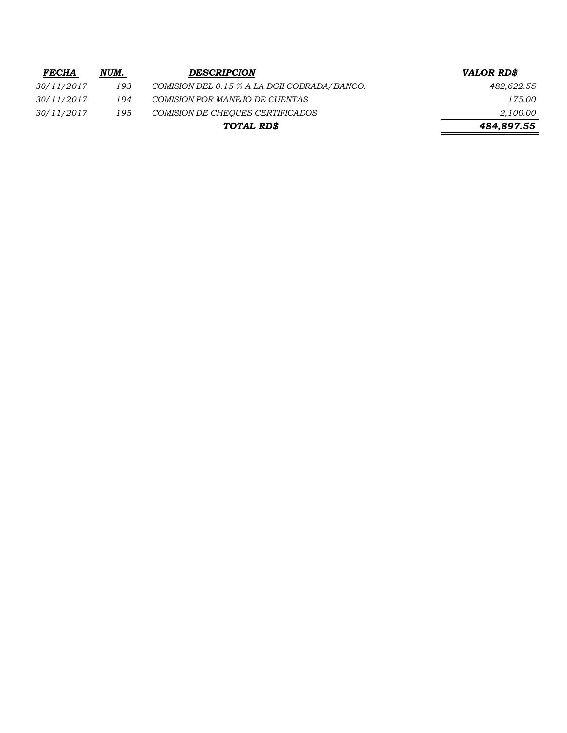| ***FECHA*** | ***NUM.*** | ***DESCRIPCION*** | ***VALOR RD$*** |
|---|---|---|---|
| *30/11/2017* | *193* | *COMISION DEL 0.15 % A LA DGII COBRADA/BANCO.* | *482,622.55* |
| *30/11/2017* | *194* | *COMISION POR MANEJO DE CUENTAS* | *175.00* |
| *30/11/2017* | *195* | *COMISION DE CHEQUES CERTIFICADOS* | *2,100.00* |
| | | ***TOTAL RD$*** | ***484,897.55*** |